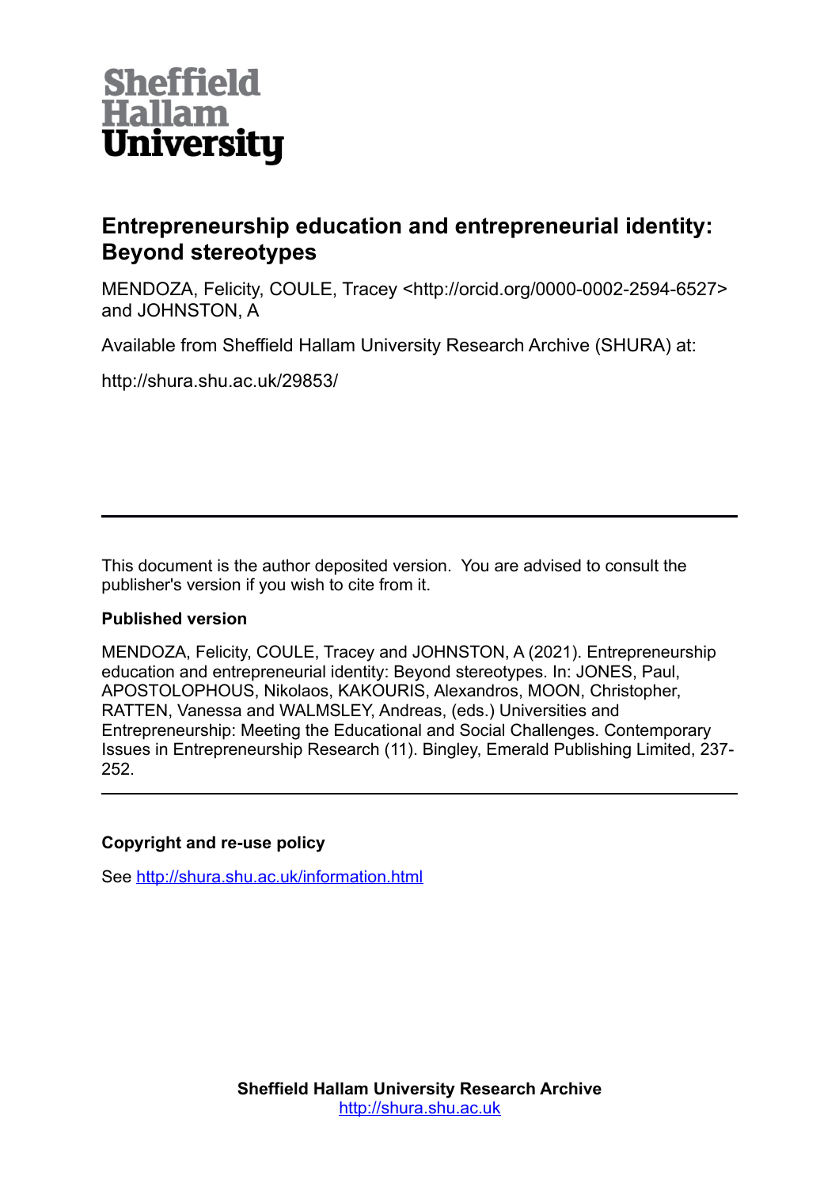Sheffield
Hallam
University

# Entrepreneurship education and entrepreneurial identity: Beyond stereotypes

MENDOZA, Felicity, COULE, Tracey <http://orcid.org/0000-0002-2594-6527> and JOHNSTON, A

Available from Sheffield Hallam University Research Archive (SHURA) at:

http://shura.shu.ac.uk/29853/

---

This document is the author deposited version. You are advised to consult the publisher's version if you wish to cite from it.

### Published version

MENDOZA, Felicity, COULE, Tracey and JOHNSTON, A (2021). Entrepreneurship education and entrepreneurial identity: Beyond stereotypes. In: JONES, Paul, APOSTOLOPHOUS, Nikolaos, KAKOURIS, Alexandros, MOON, Christopher, RATTEN, Vanessa and WALMSLEY, Andreas, (eds.) Universities and Entrepreneurship: Meeting the Educational and Social Challenges. Contemporary Issues in Entrepreneurship Research (11). Bingley, Emerald Publishing Limited, 237-252.

---

### Copyright and re-use policy

See http://shura.shu.ac.uk/information.html

**Sheffield Hallam University Research Archive**
http://shura.shu.ac.uk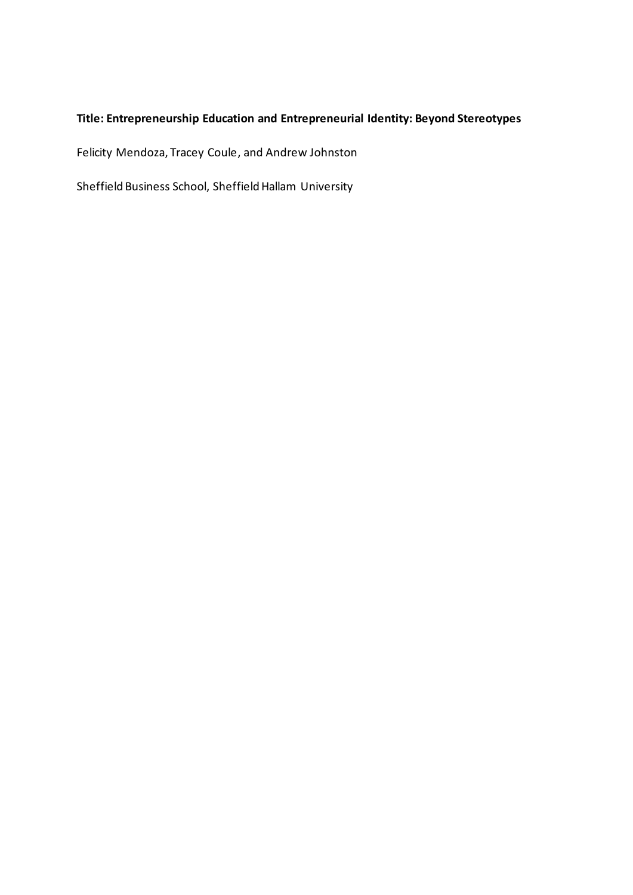**Title: Entrepreneurship Education and Entrepreneurial Identity: Beyond Stereotypes**

Felicity Mendoza, Tracey Coule, and Andrew Johnston

Sheffield Business School, Sheffield Hallam University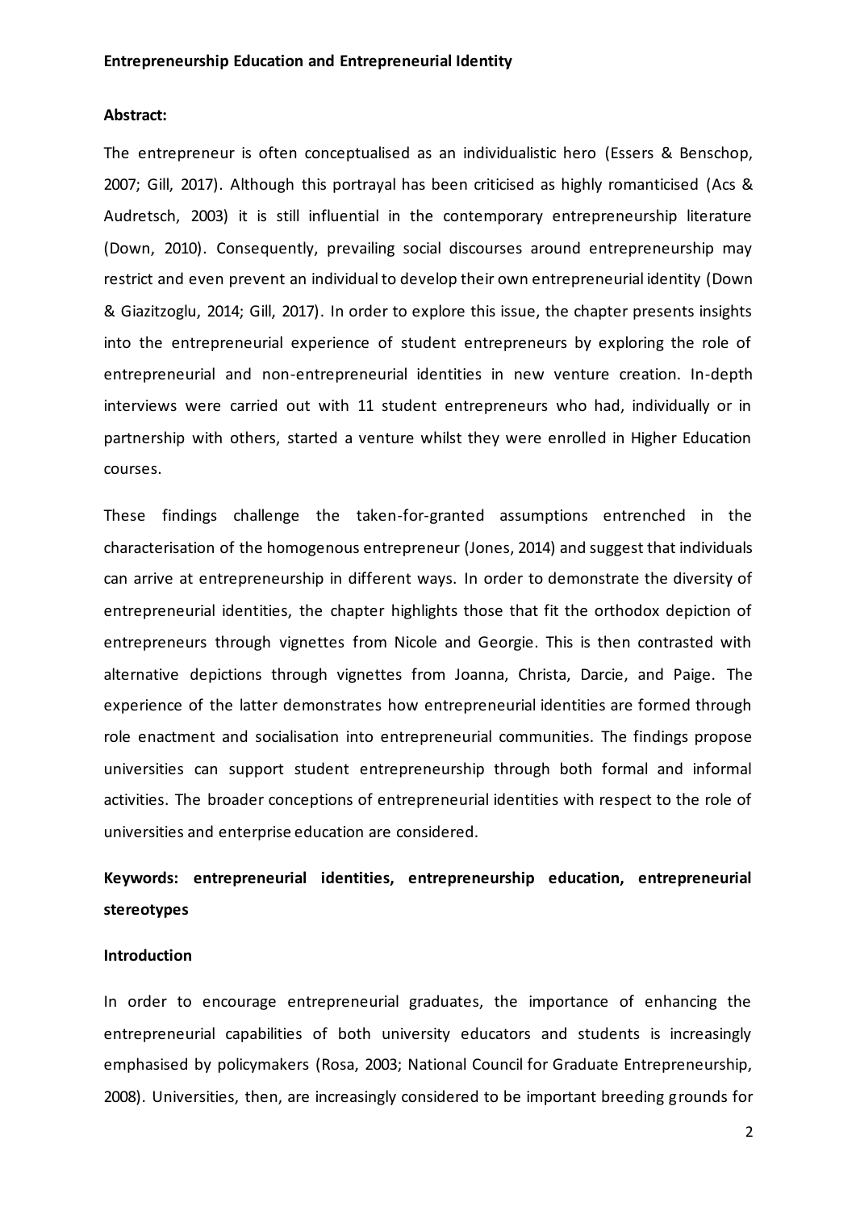**Entrepreneurship Education and Entrepreneurial Identity**

**Abstract:**

The entrepreneur is often conceptualised as an individualistic hero (Essers & Benschop, 2007; Gill, 2017). Although this portrayal has been criticised as highly romanticised (Acs & Audretsch, 2003) it is still influential in the contemporary entrepreneurship literature (Down, 2010). Consequently, prevailing social discourses around entrepreneurship may restrict and even prevent an individual to develop their own entrepreneurial identity (Down & Giazitzoglu, 2014; Gill, 2017). In order to explore this issue, the chapter presents insights into the entrepreneurial experience of student entrepreneurs by exploring the role of entrepreneurial and non-entrepreneurial identities in new venture creation. In-depth interviews were carried out with 11 student entrepreneurs who had, individually or in partnership with others, started a venture whilst they were enrolled in Higher Education courses.

These findings challenge the taken-for-granted assumptions entrenched in the characterisation of the homogenous entrepreneur (Jones, 2014) and suggest that individuals can arrive at entrepreneurship in different ways. In order to demonstrate the diversity of entrepreneurial identities, the chapter highlights those that fit the orthodox depiction of entrepreneurs through vignettes from Nicole and Georgie. This is then contrasted with alternative depictions through vignettes from Joanna, Christa, Darcie, and Paige. The experience of the latter demonstrates how entrepreneurial identities are formed through role enactment and socialisation into entrepreneurial communities. The findings propose universities can support student entrepreneurship through both formal and informal activities. The broader conceptions of entrepreneurial identities with respect to the role of universities and enterprise education are considered.

**Keywords: entrepreneurial identities, entrepreneurship education, entrepreneurial stereotypes**

## Introduction

In order to encourage entrepreneurial graduates, the importance of enhancing the entrepreneurial capabilities of both university educators and students is increasingly emphasised by policymakers (Rosa, 2003; National Council for Graduate Entrepreneurship, 2008). Universities, then, are increasingly considered to be important breeding grounds for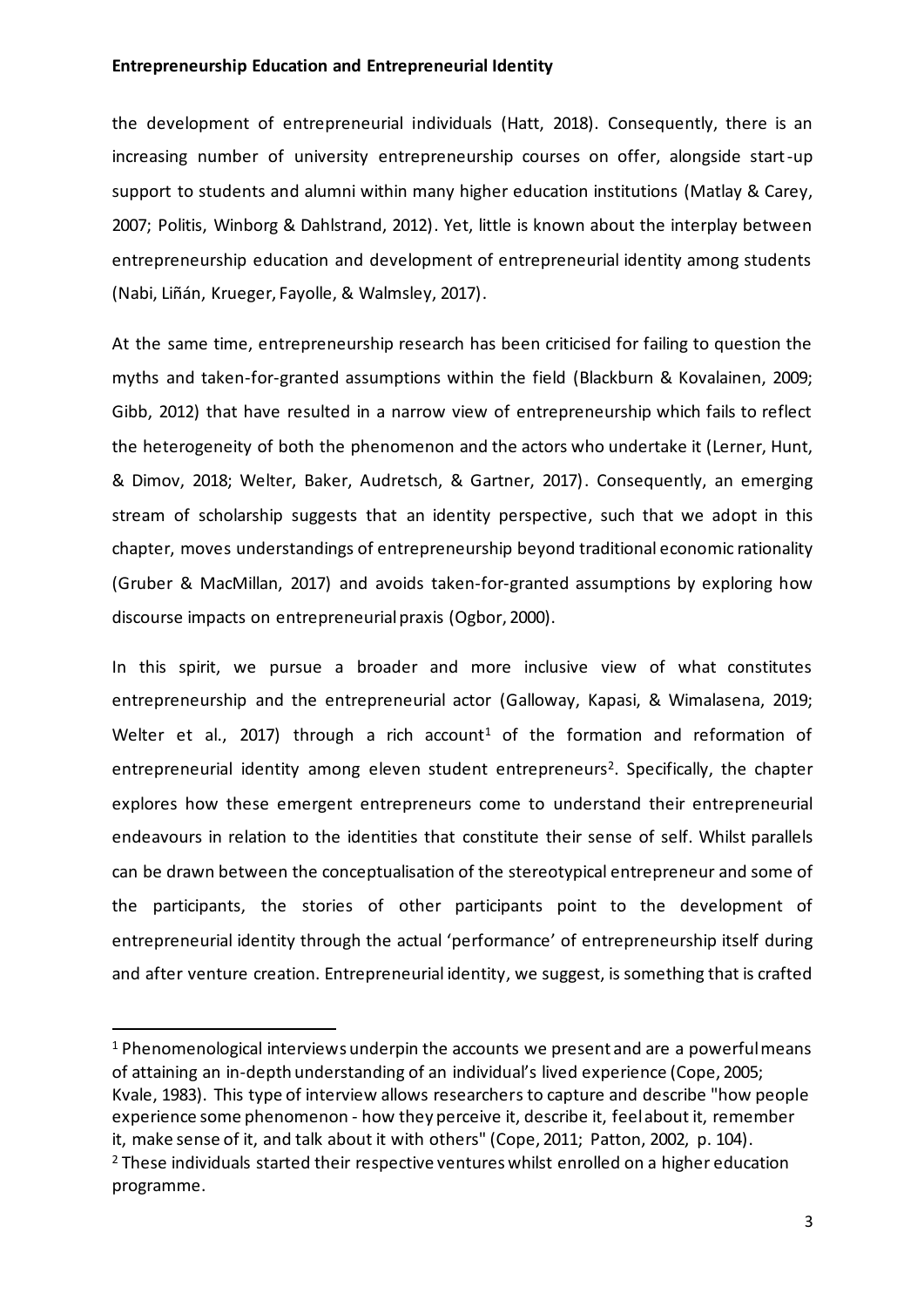the development of entrepreneurial individuals (Hatt, 2018). Consequently, there is an increasing number of university entrepreneurship courses on offer, alongside start-up support to students and alumni within many higher education institutions (Matlay & Carey, 2007; Politis, Winborg & Dahlstrand, 2012). Yet, little is known about the interplay between entrepreneurship education and development of entrepreneurial identity among students (Nabi, Liñán, Krueger, Fayolle, & Walmsley, 2017).

At the same time, entrepreneurship research has been criticised for failing to question the myths and taken-for-granted assumptions within the field (Blackburn & Kovalainen, 2009; Gibb, 2012) that have resulted in a narrow view of entrepreneurship which fails to reflect the heterogeneity of both the phenomenon and the actors who undertake it (Lerner, Hunt, & Dimov, 2018; Welter, Baker, Audretsch, & Gartner, 2017). Consequently, an emerging stream of scholarship suggests that an identity perspective, such that we adopt in this chapter, moves understandings of entrepreneurship beyond traditional economic rationality (Gruber & MacMillan, 2017) and avoids taken-for-granted assumptions by exploring how discourse impacts on entrepreneurial praxis (Ogbor, 2000).

In this spirit, we pursue a broader and more inclusive view of what constitutes entrepreneurship and the entrepreneurial actor (Galloway, Kapasi, & Wimalasena, 2019; Welter et al., 2017) through a rich account[1] of the formation and reformation of entrepreneurial identity among eleven student entrepreneurs[2]. Specifically, the chapter explores how these emergent entrepreneurs come to understand their entrepreneurial endeavours in relation to the identities that constitute their sense of self. Whilst parallels can be drawn between the conceptualisation of the stereotypical entrepreneur and some of the participants, the stories of other participants point to the development of entrepreneurial identity through the actual 'performance' of entrepreneurship itself during and after venture creation. Entrepreneurial identity, we suggest, is something that is crafted

[1] Phenomenological interviews underpin the accounts we present and are a powerful means of attaining an in-depth understanding of an individual's lived experience (Cope, 2005; Kvale, 1983). This type of interview allows researchers to capture and describe "how people experience some phenomenon - how they perceive it, describe it, feel about it, remember it, make sense of it, and talk about it with others" (Cope, 2011; Patton, 2002, p. 104).

[2] These individuals started their respective ventures whilst enrolled on a higher education programme.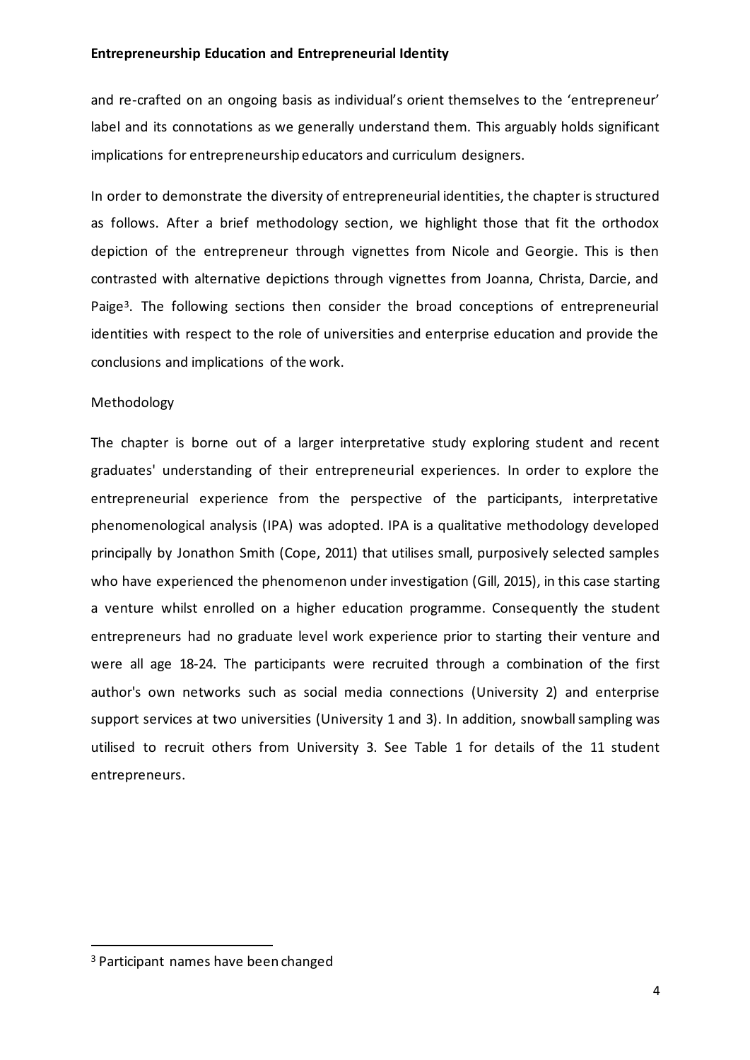and re-crafted on an ongoing basis as individual's orient themselves to the 'entrepreneur' label and its connotations as we generally understand them. This arguably holds significant implications for entrepreneurship educators and curriculum designers.

In order to demonstrate the diversity of entrepreneurial identities, the chapter is structured as follows. After a brief methodology section, we highlight those that fit the orthodox depiction of the entrepreneur through vignettes from Nicole and Georgie. This is then contrasted with alternative depictions through vignettes from Joanna, Christa, Darcie, and Paige[3]. The following sections then consider the broad conceptions of entrepreneurial identities with respect to the role of universities and enterprise education and provide the conclusions and implications of the work.

## Methodology

The chapter is borne out of a larger interpretative study exploring student and recent graduates' understanding of their entrepreneurial experiences. In order to explore the entrepreneurial experience from the perspective of the participants, interpretative phenomenological analysis (IPA) was adopted. IPA is a qualitative methodology developed principally by Jonathon Smith (Cope, 2011) that utilises small, purposively selected samples who have experienced the phenomenon under investigation (Gill, 2015), in this case starting a venture whilst enrolled on a higher education programme. Consequently the student entrepreneurs had no graduate level work experience prior to starting their venture and were all age 18-24. The participants were recruited through a combination of the first author's own networks such as social media connections (University 2) and enterprise support services at two universities (University 1 and 3). In addition, snowball sampling was utilised to recruit others from University 3. See Table 1 for details of the 11 student entrepreneurs.

---

[3] Participant names have been changed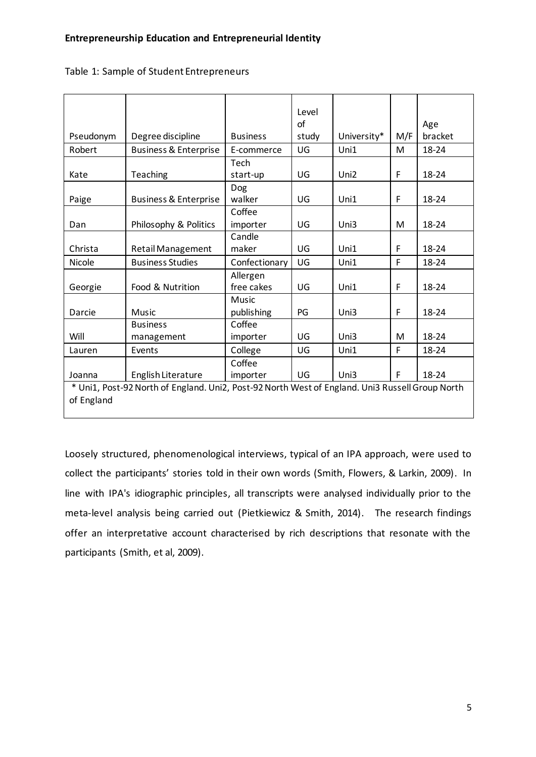Table 1: Sample of Student Entrepreneurs

| Pseudonym | Degree discipline | Business | Level of study | University* | M/F | Age bracket |
|---|---|---|---|---|---|---|
| Robert | Business & Enterprise | E-commerce | UG | Uni1 | M | 18-24 |
| Kate | Teaching | Tech start-up | UG | Uni2 | F | 18-24 |
| Paige | Business & Enterprise | Dog walker | UG | Uni1 | F | 18-24 |
| Dan | Philosophy & Politics | Coffee importer | UG | Uni3 | M | 18-24 |
| Christa | Retail Management | Candle maker | UG | Uni1 | F | 18-24 |
| Nicole | Business Studies | Confectionary | UG | Uni1 | F | 18-24 |
| Georgie | Food & Nutrition | Allergen free cakes | UG | Uni1 | F | 18-24 |
| Darcie | Music | Music publishing | PG | Uni3 | F | 18-24 |
| Will | Business management | Coffee importer | UG | Uni3 | M | 18-24 |
| Lauren | Events | College | UG | Uni1 | F | 18-24 |
| Joanna | English Literature | Coffee importer | UG | Uni3 | F | 18-24 |

\* Uni1, Post-92 North of England. Uni2, Post-92 North West of England. Uni3 Russell Group North of England

Loosely structured, phenomenological interviews, typical of an IPA approach, were used to collect the participants' stories told in their own words (Smith, Flowers, & Larkin, 2009). In line with IPA's idiographic principles, all transcripts were analysed individually prior to the meta-level analysis being carried out (Pietkiewicz & Smith, 2014). The research findings offer an interpretative account characterised by rich descriptions that resonate with the participants (Smith, et al, 2009).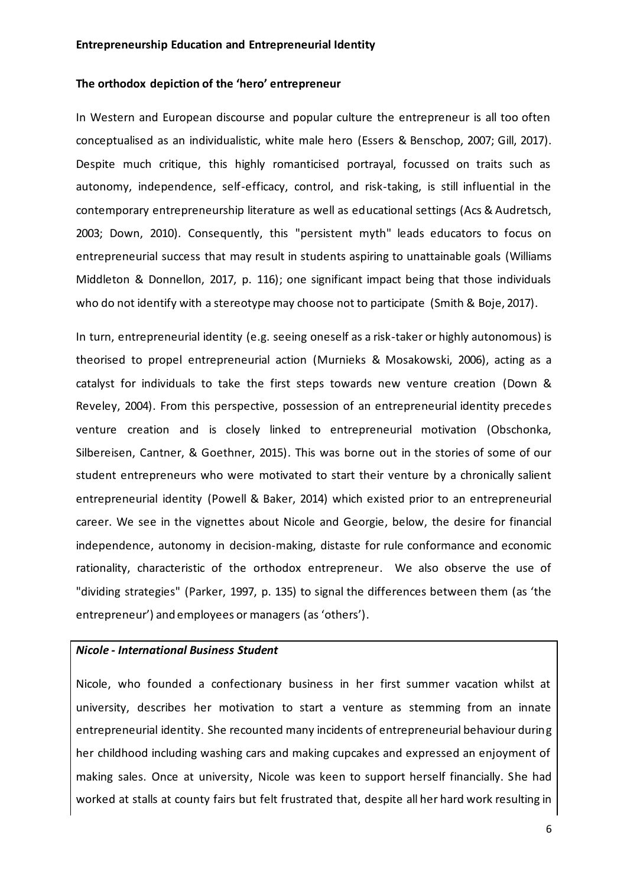**Entrepreneurship Education and Entrepreneurial Identity**

**The orthodox depiction of the 'hero' entrepreneur**

In Western and European discourse and popular culture the entrepreneur is all too often conceptualised as an individualistic, white male hero (Essers & Benschop, 2007; Gill, 2017). Despite much critique, this highly romanticised portrayal, focussed on traits such as autonomy, independence, self-efficacy, control, and risk-taking, is still influential in the contemporary entrepreneurship literature as well as educational settings (Acs & Audretsch, 2003; Down, 2010). Consequently, this "persistent myth" leads educators to focus on entrepreneurial success that may result in students aspiring to unattainable goals (Williams Middleton & Donnellon, 2017, p. 116); one significant impact being that those individuals who do not identify with a stereotype may choose not to participate (Smith & Boje, 2017).

In turn, entrepreneurial identity (e.g. seeing oneself as a risk-taker or highly autonomous) is theorised to propel entrepreneurial action (Murnieks & Mosakowski, 2006), acting as a catalyst for individuals to take the first steps towards new venture creation (Down & Reveley, 2004). From this perspective, possession of an entrepreneurial identity precedes venture creation and is closely linked to entrepreneurial motivation (Obschonka, Silbereisen, Cantner, & Goethner, 2015). This was borne out in the stories of some of our student entrepreneurs who were motivated to start their venture by a chronically salient entrepreneurial identity (Powell & Baker, 2014) which existed prior to an entrepreneurial career. We see in the vignettes about Nicole and Georgie, below, the desire for financial independence, autonomy in decision-making, distaste for rule conformance and economic rationality, characteristic of the orthodox entrepreneur. We also observe the use of "dividing strategies" (Parker, 1997, p. 135) to signal the differences between them (as 'the entrepreneur') and employees or managers (as 'others').

***Nicole - International Business Student***

Nicole, who founded a confectionary business in her first summer vacation whilst at university, describes her motivation to start a venture as stemming from an innate entrepreneurial identity. She recounted many incidents of entrepreneurial behaviour during her childhood including washing cars and making cupcakes and expressed an enjoyment of making sales. Once at university, Nicole was keen to support herself financially. She had worked at stalls at county fairs but felt frustrated that, despite all her hard work resulting in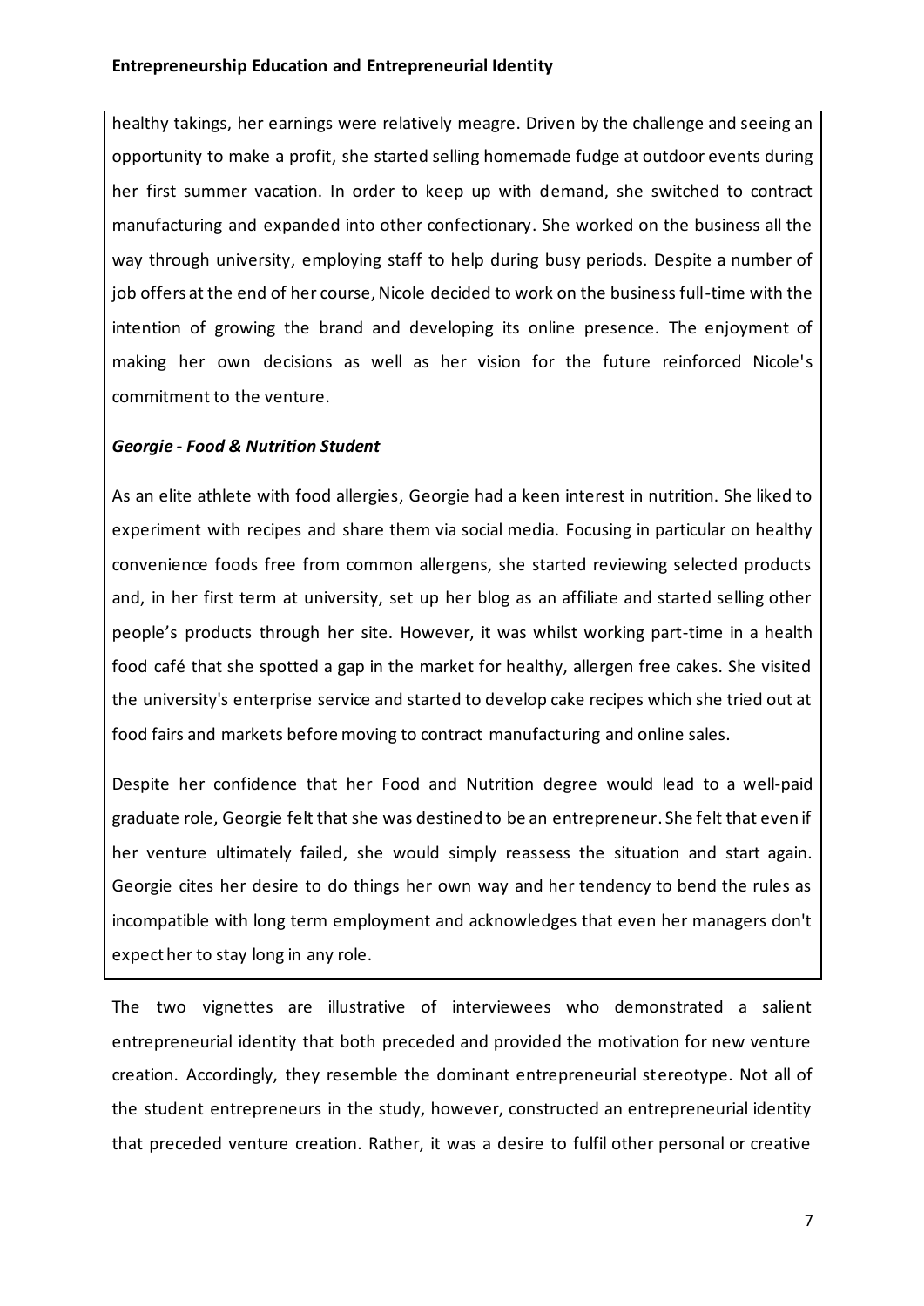healthy takings, her earnings were relatively meagre. Driven by the challenge and seeing an opportunity to make a profit, she started selling homemade fudge at outdoor events during her first summer vacation. In order to keep up with demand, she switched to contract manufacturing and expanded into other confectionary. She worked on the business all the way through university, employing staff to help during busy periods. Despite a number of job offers at the end of her course, Nicole decided to work on the business full-time with the intention of growing the brand and developing its online presence. The enjoyment of making her own decisions as well as her vision for the future reinforced Nicole's commitment to the venture.

***Georgie - Food & Nutrition Student***

As an elite athlete with food allergies, Georgie had a keen interest in nutrition. She liked to experiment with recipes and share them via social media. Focusing in particular on healthy convenience foods free from common allergens, she started reviewing selected products and, in her first term at university, set up her blog as an affiliate and started selling other people's products through her site. However, it was whilst working part-time in a health food café that she spotted a gap in the market for healthy, allergen free cakes. She visited the university's enterprise service and started to develop cake recipes which she tried out at food fairs and markets before moving to contract manufacturing and online sales.

Despite her confidence that her Food and Nutrition degree would lead to a well-paid graduate role, Georgie felt that she was destined to be an entrepreneur. She felt that even if her venture ultimately failed, she would simply reassess the situation and start again. Georgie cites her desire to do things her own way and her tendency to bend the rules as incompatible with long term employment and acknowledges that even her managers don't expect her to stay long in any role.

The two vignettes are illustrative of interviewees who demonstrated a salient entrepreneurial identity that both preceded and provided the motivation for new venture creation. Accordingly, they resemble the dominant entrepreneurial stereotype. Not all of the student entrepreneurs in the study, however, constructed an entrepreneurial identity that preceded venture creation. Rather, it was a desire to fulfil other personal or creative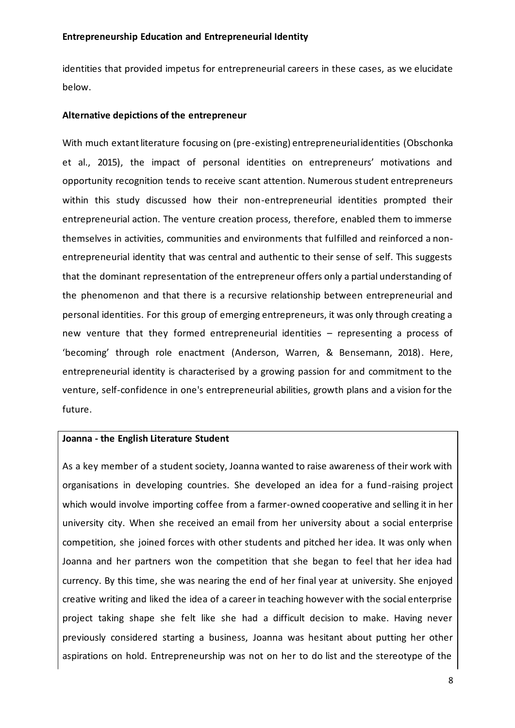identities that provided impetus for entrepreneurial careers in these cases, as we elucidate below.

### Alternative depictions of the entrepreneur

With much extant literature focusing on (pre-existing) entrepreneurial identities (Obschonka et al., 2015), the impact of personal identities on entrepreneurs' motivations and opportunity recognition tends to receive scant attention. Numerous student entrepreneurs within this study discussed how their non-entrepreneurial identities prompted their entrepreneurial action. The venture creation process, therefore, enabled them to immerse themselves in activities, communities and environments that fulfilled and reinforced a non-entrepreneurial identity that was central and authentic to their sense of self. This suggests that the dominant representation of the entrepreneur offers only a partial understanding of the phenomenon and that there is a recursive relationship between entrepreneurial and personal identities. For this group of emerging entrepreneurs, it was only through creating a new venture that they formed entrepreneurial identities – representing a process of 'becoming' through role enactment (Anderson, Warren, & Bensemann, 2018). Here, entrepreneurial identity is characterised by a growing passion for and commitment to the venture, self-confidence in one's entrepreneurial abilities, growth plans and a vision for the future.

**Joanna - the English Literature Student**

As a key member of a student society, Joanna wanted to raise awareness of their work with organisations in developing countries. She developed an idea for a fund-raising project which would involve importing coffee from a farmer-owned cooperative and selling it in her university city. When she received an email from her university about a social enterprise competition, she joined forces with other students and pitched her idea. It was only when Joanna and her partners won the competition that she began to feel that her idea had currency. By this time, she was nearing the end of her final year at university. She enjoyed creative writing and liked the idea of a career in teaching however with the social enterprise project taking shape she felt like she had a difficult decision to make. Having never previously considered starting a business, Joanna was hesitant about putting her other aspirations on hold. Entrepreneurship was not on her to do list and the stereotype of the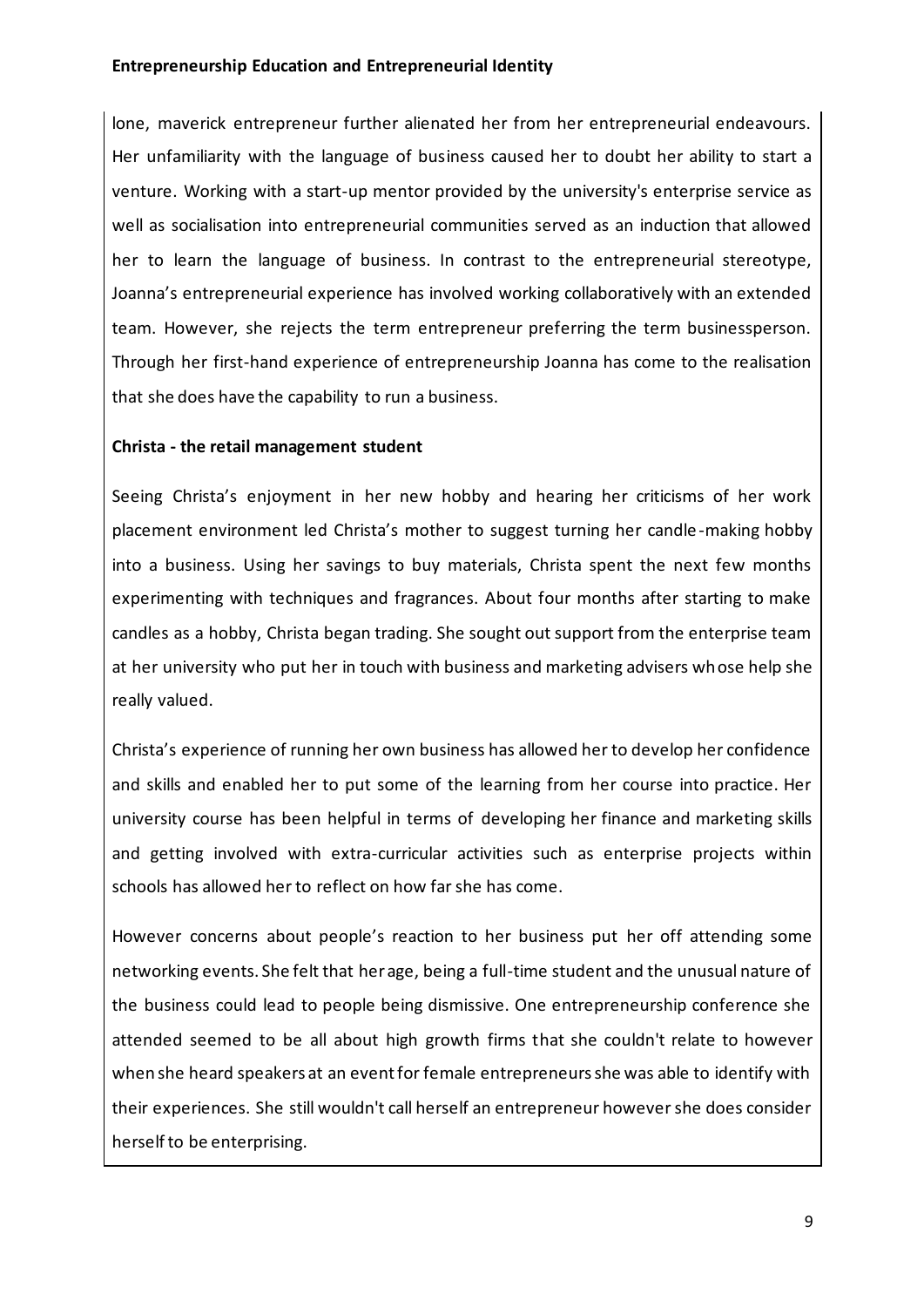lone, maverick entrepreneur further alienated her from her entrepreneurial endeavours. Her unfamiliarity with the language of business caused her to doubt her ability to start a venture. Working with a start-up mentor provided by the university's enterprise service as well as socialisation into entrepreneurial communities served as an induction that allowed her to learn the language of business. In contrast to the entrepreneurial stereotype, Joanna's entrepreneurial experience has involved working collaboratively with an extended team. However, she rejects the term entrepreneur preferring the term businessperson. Through her first-hand experience of entrepreneurship Joanna has come to the realisation that she does have the capability to run a business.

**Christa - the retail management student**

Seeing Christa's enjoyment in her new hobby and hearing her criticisms of her work placement environment led Christa's mother to suggest turning her candle-making hobby into a business. Using her savings to buy materials, Christa spent the next few months experimenting with techniques and fragrances. About four months after starting to make candles as a hobby, Christa began trading. She sought out support from the enterprise team at her university who put her in touch with business and marketing advisers whose help she really valued.

Christa's experience of running her own business has allowed her to develop her confidence and skills and enabled her to put some of the learning from her course into practice. Her university course has been helpful in terms of developing her finance and marketing skills and getting involved with extra-curricular activities such as enterprise projects within schools has allowed her to reflect on how far she has come.

However concerns about people's reaction to her business put her off attending some networking events. She felt that her age, being a full-time student and the unusual nature of the business could lead to people being dismissive. One entrepreneurship conference she attended seemed to be all about high growth firms that she couldn't relate to however when she heard speakers at an event for female entrepreneurs she was able to identify with their experiences. She still wouldn't call herself an entrepreneur however she does consider herself to be enterprising.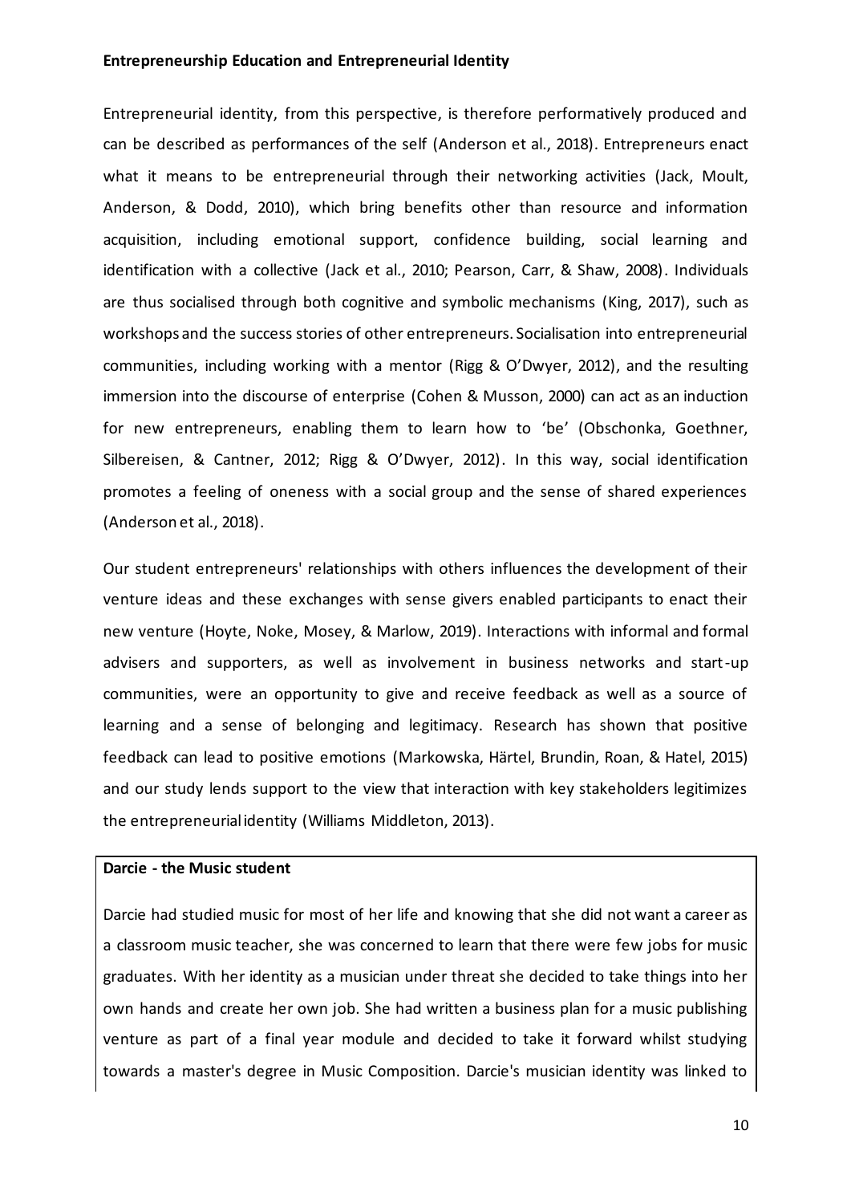Entrepreneurial identity, from this perspective, is therefore performatively produced and can be described as performances of the self (Anderson et al., 2018). Entrepreneurs enact what it means to be entrepreneurial through their networking activities (Jack, Moult, Anderson, & Dodd, 2010), which bring benefits other than resource and information acquisition, including emotional support, confidence building, social learning and identification with a collective (Jack et al., 2010; Pearson, Carr, & Shaw, 2008). Individuals are thus socialised through both cognitive and symbolic mechanisms (King, 2017), such as workshops and the success stories of other entrepreneurs. Socialisation into entrepreneurial communities, including working with a mentor (Rigg & O'Dwyer, 2012), and the resulting immersion into the discourse of enterprise (Cohen & Musson, 2000) can act as an induction for new entrepreneurs, enabling them to learn how to 'be' (Obschonka, Goethner, Silbereisen, & Cantner, 2012; Rigg & O'Dwyer, 2012). In this way, social identification promotes a feeling of oneness with a social group and the sense of shared experiences (Anderson et al., 2018).

Our student entrepreneurs' relationships with others influences the development of their venture ideas and these exchanges with sense givers enabled participants to enact their new venture (Hoyte, Noke, Mosey, & Marlow, 2019). Interactions with informal and formal advisers and supporters, as well as involvement in business networks and start-up communities, were an opportunity to give and receive feedback as well as a source of learning and a sense of belonging and legitimacy. Research has shown that positive feedback can lead to positive emotions (Markowska, Härtel, Brundin, Roan, & Hatel, 2015) and our study lends support to the view that interaction with key stakeholders legitimizes the entrepreneurial identity (Williams Middleton, 2013).

**Darcie - the Music student**

Darcie had studied music for most of her life and knowing that she did not want a career as a classroom music teacher, she was concerned to learn that there were few jobs for music graduates. With her identity as a musician under threat she decided to take things into her own hands and create her own job. She had written a business plan for a music publishing venture as part of a final year module and decided to take it forward whilst studying towards a master's degree in Music Composition. Darcie's musician identity was linked to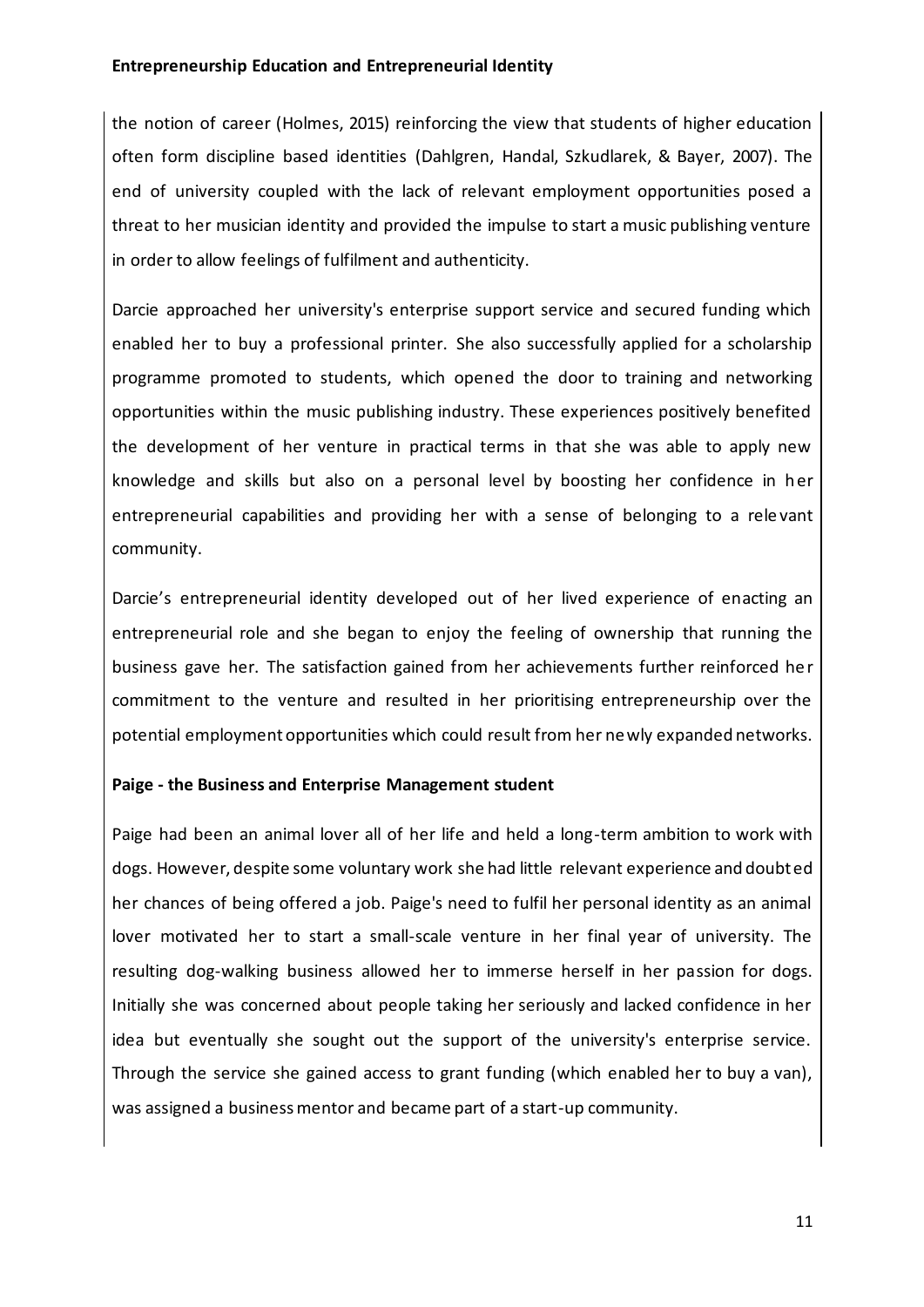the notion of career (Holmes, 2015) reinforcing the view that students of higher education often form discipline based identities (Dahlgren, Handal, Szkudlarek, & Bayer, 2007). The end of university coupled with the lack of relevant employment opportunities posed a threat to her musician identity and provided the impulse to start a music publishing venture in order to allow feelings of fulfilment and authenticity.

Darcie approached her university's enterprise support service and secured funding which enabled her to buy a professional printer. She also successfully applied for a scholarship programme promoted to students, which opened the door to training and networking opportunities within the music publishing industry. These experiences positively benefited the development of her venture in practical terms in that she was able to apply new knowledge and skills but also on a personal level by boosting her confidence in her entrepreneurial capabilities and providing her with a sense of belonging to a relevant community.

Darcie's entrepreneurial identity developed out of her lived experience of enacting an entrepreneurial role and she began to enjoy the feeling of ownership that running the business gave her. The satisfaction gained from her achievements further reinforced her commitment to the venture and resulted in her prioritising entrepreneurship over the potential employment opportunities which could result from her newly expanded networks.

**Paige - the Business and Enterprise Management student**

Paige had been an animal lover all of her life and held a long-term ambition to work with dogs. However, despite some voluntary work she had little relevant experience and doubted her chances of being offered a job. Paige's need to fulfil her personal identity as an animal lover motivated her to start a small-scale venture in her final year of university. The resulting dog-walking business allowed her to immerse herself in her passion for dogs. Initially she was concerned about people taking her seriously and lacked confidence in her idea but eventually she sought out the support of the university's enterprise service. Through the service she gained access to grant funding (which enabled her to buy a van), was assigned a business mentor and became part of a start-up community.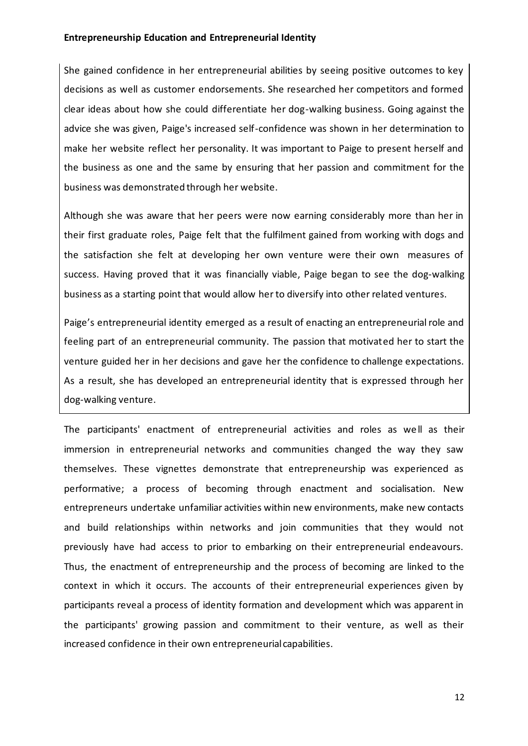She gained confidence in her entrepreneurial abilities by seeing positive outcomes to key decisions as well as customer endorsements. She researched her competitors and formed clear ideas about how she could differentiate her dog-walking business. Going against the advice she was given, Paige's increased self-confidence was shown in her determination to make her website reflect her personality. It was important to Paige to present herself and the business as one and the same by ensuring that her passion and commitment for the business was demonstrated through her website.

Although she was aware that her peers were now earning considerably more than her in their first graduate roles, Paige felt that the fulfilment gained from working with dogs and the satisfaction she felt at developing her own venture were their own measures of success. Having proved that it was financially viable, Paige began to see the dog-walking business as a starting point that would allow her to diversify into other related ventures.

Paige's entrepreneurial identity emerged as a result of enacting an entrepreneurial role and feeling part of an entrepreneurial community. The passion that motivated her to start the venture guided her in her decisions and gave her the confidence to challenge expectations. As a result, she has developed an entrepreneurial identity that is expressed through her dog-walking venture.

The participants' enactment of entrepreneurial activities and roles as well as their immersion in entrepreneurial networks and communities changed the way they saw themselves. These vignettes demonstrate that entrepreneurship was experienced as performative; a process of becoming through enactment and socialisation. New entrepreneurs undertake unfamiliar activities within new environments, make new contacts and build relationships within networks and join communities that they would not previously have had access to prior to embarking on their entrepreneurial endeavours. Thus, the enactment of entrepreneurship and the process of becoming are linked to the context in which it occurs. The accounts of their entrepreneurial experiences given by participants reveal a process of identity formation and development which was apparent in the participants' growing passion and commitment to their venture, as well as their increased confidence in their own entrepreneurial capabilities.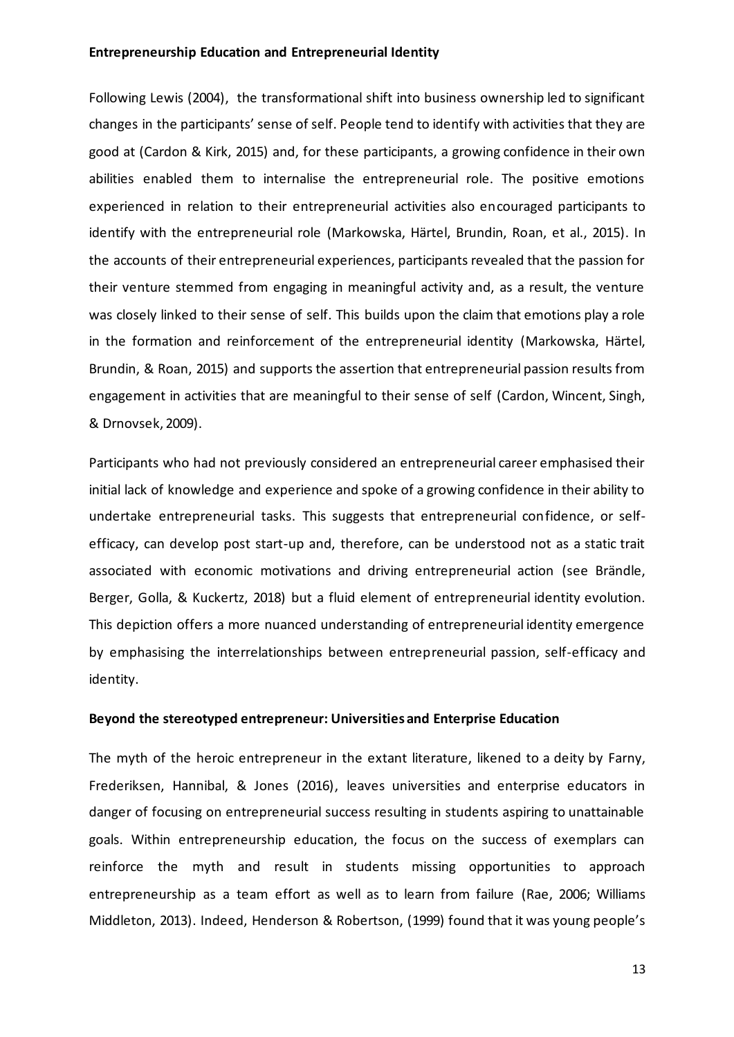**Entrepreneurship Education and Entrepreneurial Identity**

Following Lewis (2004), the transformational shift into business ownership led to significant changes in the participants' sense of self. People tend to identify with activities that they are good at (Cardon & Kirk, 2015) and, for these participants, a growing confidence in their own abilities enabled them to internalise the entrepreneurial role. The positive emotions experienced in relation to their entrepreneurial activities also encouraged participants to identify with the entrepreneurial role (Markowska, Härtel, Brundin, Roan, et al., 2015). In the accounts of their entrepreneurial experiences, participants revealed that the passion for their venture stemmed from engaging in meaningful activity and, as a result, the venture was closely linked to their sense of self. This builds upon the claim that emotions play a role in the formation and reinforcement of the entrepreneurial identity (Markowska, Härtel, Brundin, & Roan, 2015) and supports the assertion that entrepreneurial passion results from engagement in activities that are meaningful to their sense of self (Cardon, Wincent, Singh, & Drnovsek, 2009).

Participants who had not previously considered an entrepreneurial career emphasised their initial lack of knowledge and experience and spoke of a growing confidence in their ability to undertake entrepreneurial tasks. This suggests that entrepreneurial confidence, or self-efficacy, can develop post start-up and, therefore, can be understood not as a static trait associated with economic motivations and driving entrepreneurial action (see Brändle, Berger, Golla, & Kuckertz, 2018) but a fluid element of entrepreneurial identity evolution. This depiction offers a more nuanced understanding of entrepreneurial identity emergence by emphasising the interrelationships between entrepreneurial passion, self-efficacy and identity.

**Beyond the stereotyped entrepreneur: Universities and Enterprise Education**

The myth of the heroic entrepreneur in the extant literature, likened to a deity by Farny, Frederiksen, Hannibal, & Jones (2016), leaves universities and enterprise educators in danger of focusing on entrepreneurial success resulting in students aspiring to unattainable goals. Within entrepreneurship education, the focus on the success of exemplars can reinforce the myth and result in students missing opportunities to approach entrepreneurship as a team effort as well as to learn from failure (Rae, 2006; Williams Middleton, 2013). Indeed, Henderson & Robertson, (1999) found that it was young people's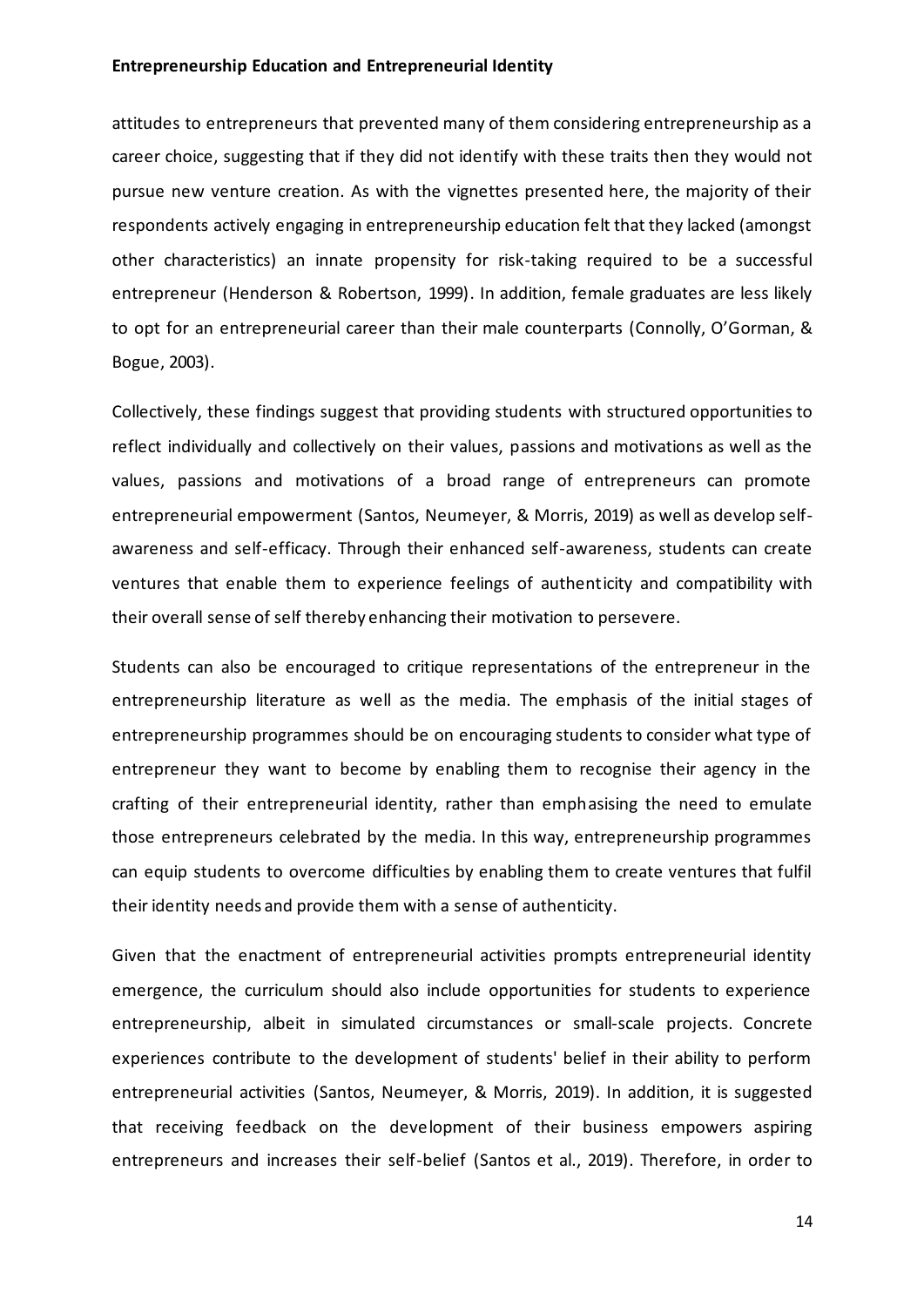attitudes to entrepreneurs that prevented many of them considering entrepreneurship as a career choice, suggesting that if they did not identify with these traits then they would not pursue new venture creation. As with the vignettes presented here, the majority of their respondents actively engaging in entrepreneurship education felt that they lacked (amongst other characteristics) an innate propensity for risk-taking required to be a successful entrepreneur (Henderson & Robertson, 1999). In addition, female graduates are less likely to opt for an entrepreneurial career than their male counterparts (Connolly, O'Gorman, & Bogue, 2003).

Collectively, these findings suggest that providing students with structured opportunities to reflect individually and collectively on their values, passions and motivations as well as the values, passions and motivations of a broad range of entrepreneurs can promote entrepreneurial empowerment (Santos, Neumeyer, & Morris, 2019) as well as develop self-awareness and self-efficacy. Through their enhanced self-awareness, students can create ventures that enable them to experience feelings of authenticity and compatibility with their overall sense of self thereby enhancing their motivation to persevere.

Students can also be encouraged to critique representations of the entrepreneur in the entrepreneurship literature as well as the media. The emphasis of the initial stages of entrepreneurship programmes should be on encouraging students to consider what type of entrepreneur they want to become by enabling them to recognise their agency in the crafting of their entrepreneurial identity, rather than emphasising the need to emulate those entrepreneurs celebrated by the media. In this way, entrepreneurship programmes can equip students to overcome difficulties by enabling them to create ventures that fulfil their identity needs and provide them with a sense of authenticity.

Given that the enactment of entrepreneurial activities prompts entrepreneurial identity emergence, the curriculum should also include opportunities for students to experience entrepreneurship, albeit in simulated circumstances or small-scale projects. Concrete experiences contribute to the development of students' belief in their ability to perform entrepreneurial activities (Santos, Neumeyer, & Morris, 2019). In addition, it is suggested that receiving feedback on the development of their business empowers aspiring entrepreneurs and increases their self-belief (Santos et al., 2019). Therefore, in order to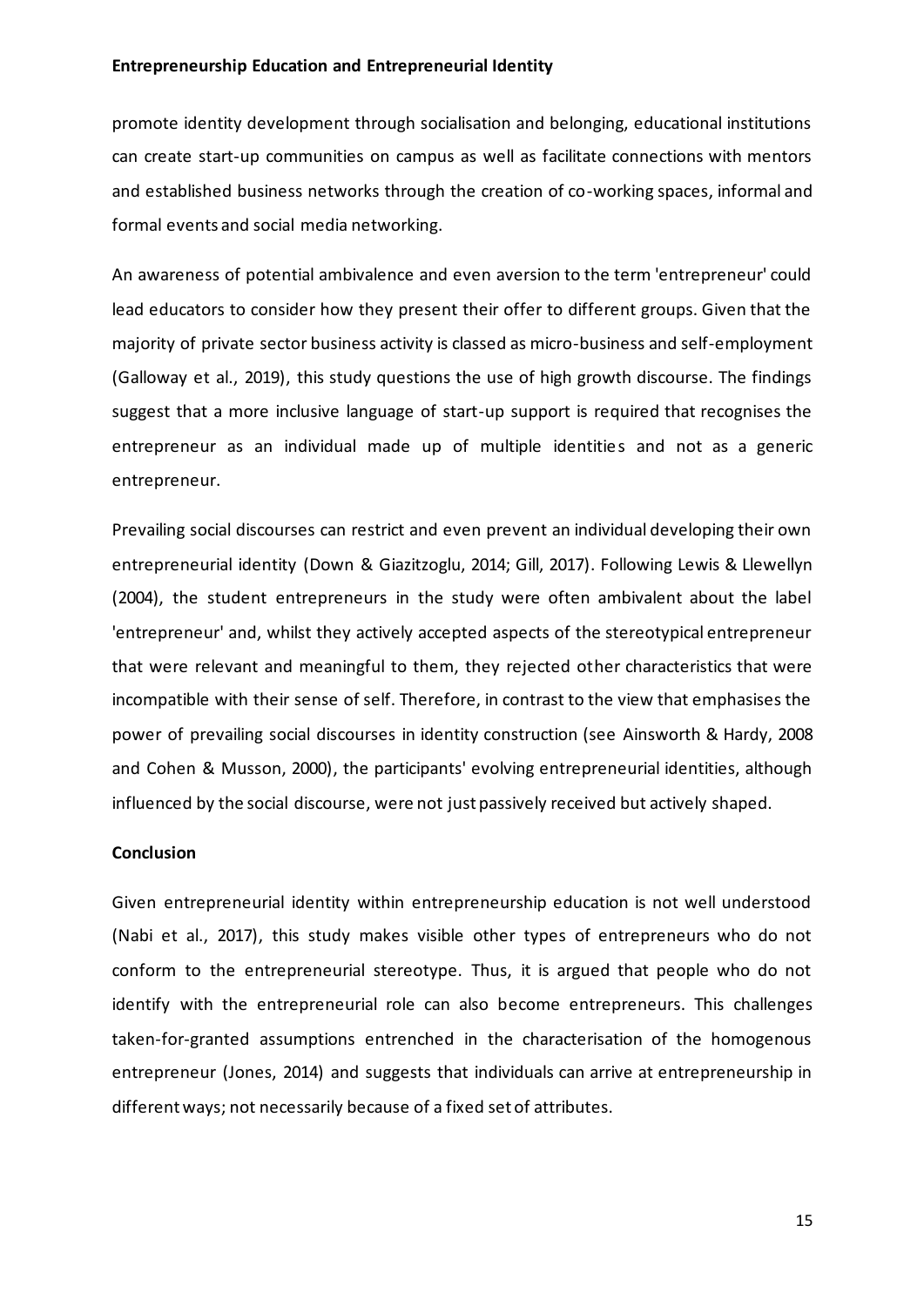promote identity development through socialisation and belonging, educational institutions can create start-up communities on campus as well as facilitate connections with mentors and established business networks through the creation of co-working spaces, informal and formal events and social media networking.

An awareness of potential ambivalence and even aversion to the term 'entrepreneur' could lead educators to consider how they present their offer to different groups. Given that the majority of private sector business activity is classed as micro-business and self-employment (Galloway et al., 2019), this study questions the use of high growth discourse. The findings suggest that a more inclusive language of start-up support is required that recognises the entrepreneur as an individual made up of multiple identities and not as a generic entrepreneur.

Prevailing social discourses can restrict and even prevent an individual developing their own entrepreneurial identity (Down & Giazitzoglu, 2014; Gill, 2017). Following Lewis & Llewellyn (2004), the student entrepreneurs in the study were often ambivalent about the label 'entrepreneur' and, whilst they actively accepted aspects of the stereotypical entrepreneur that were relevant and meaningful to them, they rejected other characteristics that were incompatible with their sense of self. Therefore, in contrast to the view that emphasises the power of prevailing social discourses in identity construction (see Ainsworth & Hardy, 2008 and Cohen & Musson, 2000), the participants' evolving entrepreneurial identities, although influenced by the social discourse, were not just passively received but actively shaped.

## Conclusion

Given entrepreneurial identity within entrepreneurship education is not well understood (Nabi et al., 2017), this study makes visible other types of entrepreneurs who do not conform to the entrepreneurial stereotype. Thus, it is argued that people who do not identify with the entrepreneurial role can also become entrepreneurs. This challenges taken-for-granted assumptions entrenched in the characterisation of the homogenous entrepreneur (Jones, 2014) and suggests that individuals can arrive at entrepreneurship in different ways; not necessarily because of a fixed set of attributes.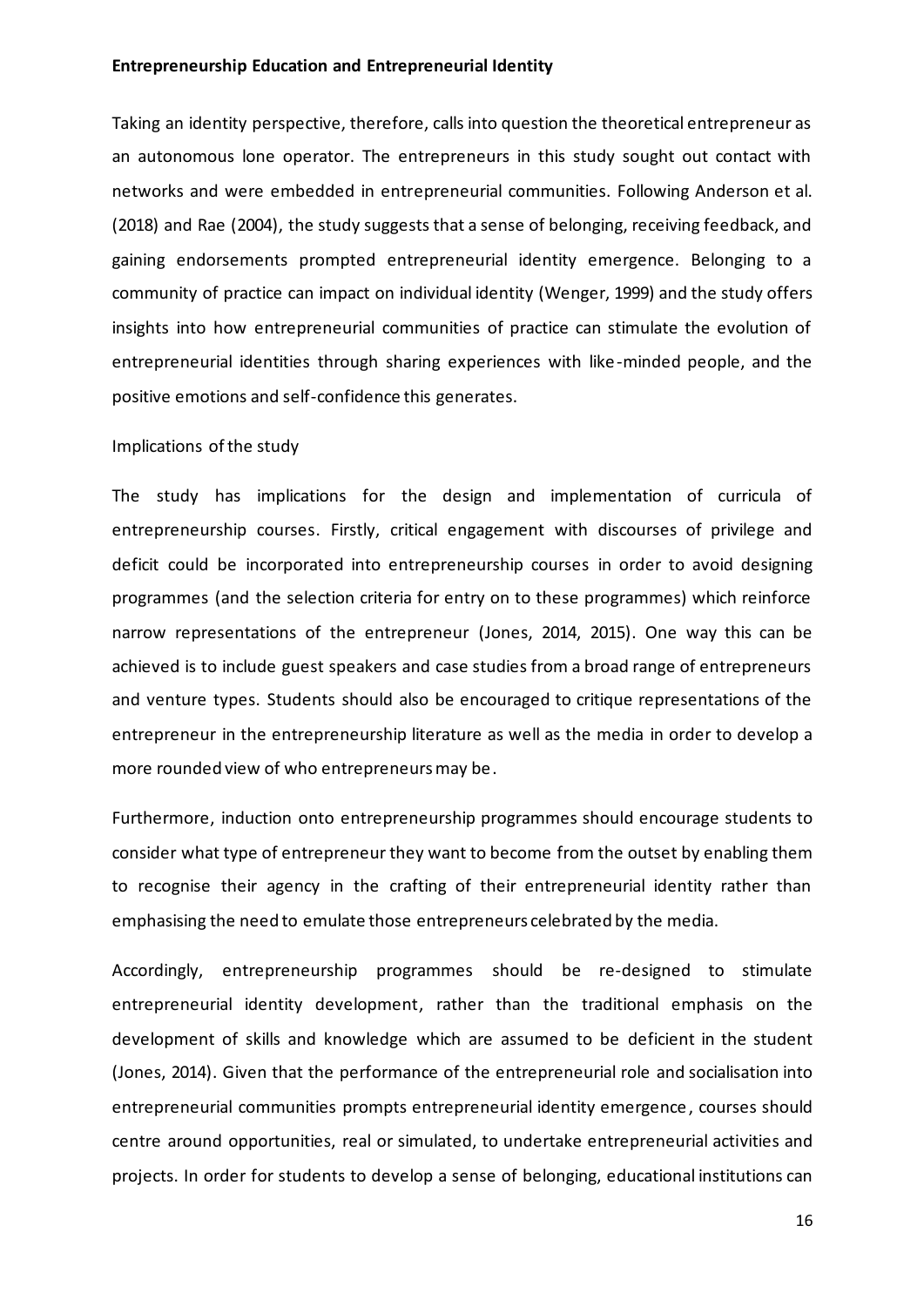**Entrepreneurship Education and Entrepreneurial Identity**

Taking an identity perspective, therefore, calls into question the theoretical entrepreneur as an autonomous lone operator. The entrepreneurs in this study sought out contact with networks and were embedded in entrepreneurial communities. Following Anderson et al. (2018) and Rae (2004), the study suggests that a sense of belonging, receiving feedback, and gaining endorsements prompted entrepreneurial identity emergence. Belonging to a community of practice can impact on individual identity (Wenger, 1999) and the study offers insights into how entrepreneurial communities of practice can stimulate the evolution of entrepreneurial identities through sharing experiences with like-minded people, and the positive emotions and self-confidence this generates.

Implications of the study

The study has implications for the design and implementation of curricula of entrepreneurship courses. Firstly, critical engagement with discourses of privilege and deficit could be incorporated into entrepreneurship courses in order to avoid designing programmes (and the selection criteria for entry on to these programmes) which reinforce narrow representations of the entrepreneur (Jones, 2014, 2015). One way this can be achieved is to include guest speakers and case studies from a broad range of entrepreneurs and venture types. Students should also be encouraged to critique representations of the entrepreneur in the entrepreneurship literature as well as the media in order to develop a more rounded view of who entrepreneurs may be.

Furthermore, induction onto entrepreneurship programmes should encourage students to consider what type of entrepreneur they want to become from the outset by enabling them to recognise their agency in the crafting of their entrepreneurial identity rather than emphasising the need to emulate those entrepreneurs celebrated by the media.

Accordingly, entrepreneurship programmes should be re-designed to stimulate entrepreneurial identity development, rather than the traditional emphasis on the development of skills and knowledge which are assumed to be deficient in the student (Jones, 2014). Given that the performance of the entrepreneurial role and socialisation into entrepreneurial communities prompts entrepreneurial identity emergence, courses should centre around opportunities, real or simulated, to undertake entrepreneurial activities and projects. In order for students to develop a sense of belonging, educational institutions can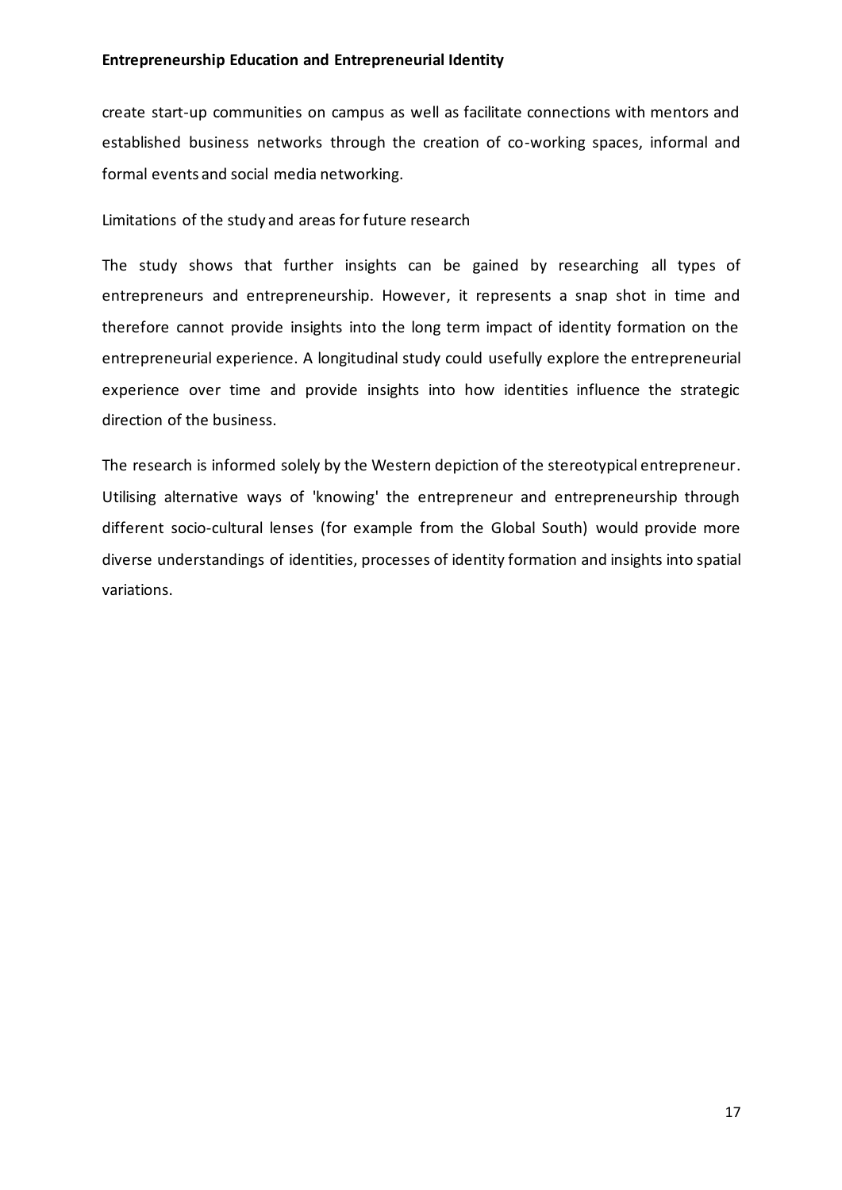create start-up communities on campus as well as facilitate connections with mentors and established business networks through the creation of co-working spaces, informal and formal events and social media networking.

## Limitations of the study and areas for future research

The study shows that further insights can be gained by researching all types of entrepreneurs and entrepreneurship. However, it represents a snap shot in time and therefore cannot provide insights into the long term impact of identity formation on the entrepreneurial experience. A longitudinal study could usefully explore the entrepreneurial experience over time and provide insights into how identities influence the strategic direction of the business.

The research is informed solely by the Western depiction of the stereotypical entrepreneur. Utilising alternative ways of 'knowing' the entrepreneur and entrepreneurship through different socio-cultural lenses (for example from the Global South) would provide more diverse understandings of identities, processes of identity formation and insights into spatial variations.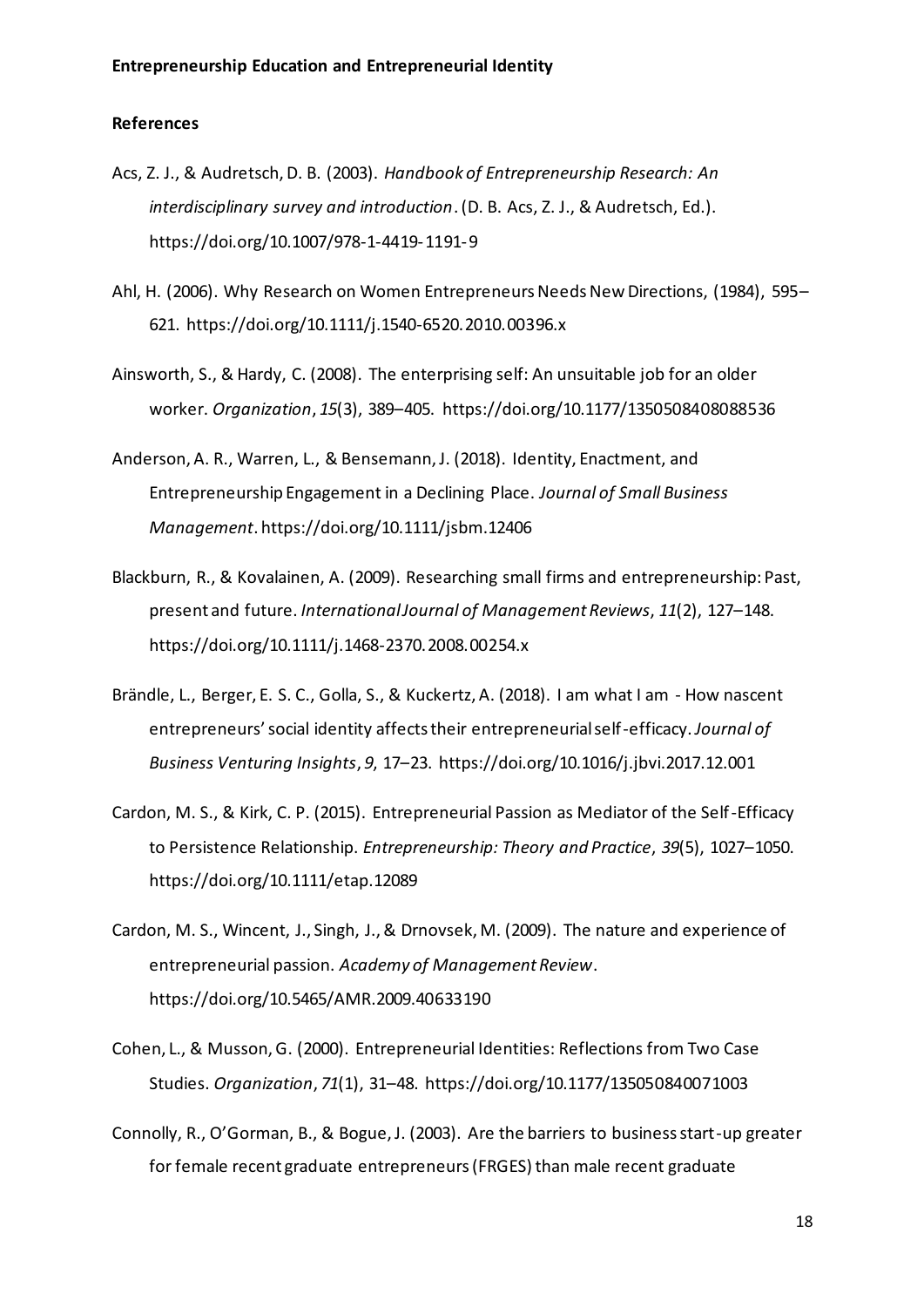## References

Acs, Z. J., & Audretsch, D. B. (2003). *Handbook of Entrepreneurship Research: An interdisciplinary survey and introduction*. (D. B. Acs, Z. J., & Audretsch, Ed.). https://doi.org/10.1007/978-1-4419-1191-9

Ahl, H. (2006). Why Research on Women Entrepreneurs Needs New Directions, (1984), 595–621. https://doi.org/10.1111/j.1540-6520.2010.00396.x

Ainsworth, S., & Hardy, C. (2008). The enterprising self: An unsuitable job for an older worker. *Organization*, *15*(3), 389–405. https://doi.org/10.1177/1350508408088536

Anderson, A. R., Warren, L., & Bensemann, J. (2018). Identity, Enactment, and Entrepreneurship Engagement in a Declining Place. *Journal of Small Business Management*. https://doi.org/10.1111/jsbm.12406

Blackburn, R., & Kovalainen, A. (2009). Researching small firms and entrepreneurship: Past, present and future. *International Journal of Management Reviews*, *11*(2), 127–148. https://doi.org/10.1111/j.1468-2370.2008.00254.x

Brändle, L., Berger, E. S. C., Golla, S., & Kuckertz, A. (2018). I am what I am - How nascent entrepreneurs' social identity affects their entrepreneurial self-efficacy. *Journal of Business Venturing Insights*, *9*, 17–23. https://doi.org/10.1016/j.jbvi.2017.12.001

Cardon, M. S., & Kirk, C. P. (2015). Entrepreneurial Passion as Mediator of the Self-Efficacy to Persistence Relationship. *Entrepreneurship: Theory and Practice*, *39*(5), 1027–1050. https://doi.org/10.1111/etap.12089

Cardon, M. S., Wincent, J., Singh, J., & Drnovsek, M. (2009). The nature and experience of entrepreneurial passion. *Academy of Management Review*. https://doi.org/10.5465/AMR.2009.40633190

Cohen, L., & Musson, G. (2000). Entrepreneurial Identities: Reflections from Two Case Studies. *Organization*, *71*(1), 31–48. https://doi.org/10.1177/135050840071003

Connolly, R., O'Gorman, B., & Bogue, J. (2003). Are the barriers to business start-up greater for female recent graduate entrepreneurs (FRGES) than male recent graduate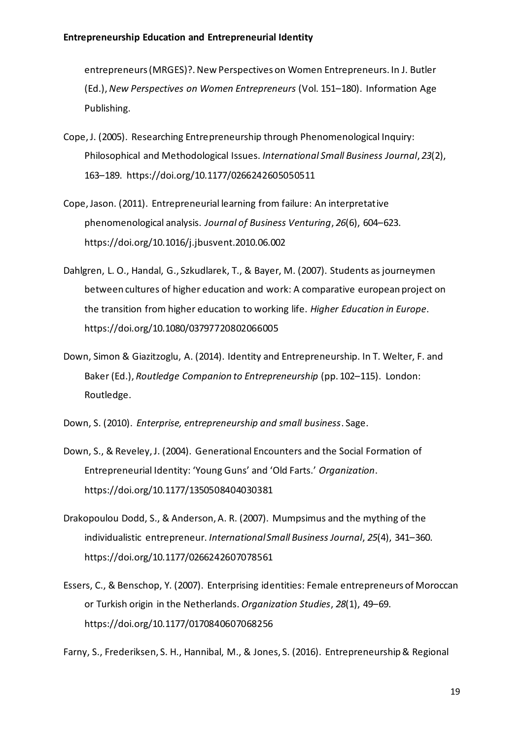entrepreneurs (MRGES)?. New Perspectives on Women Entrepreneurs. In J. Butler (Ed.), *New Perspectives on Women Entrepreneurs* (Vol. 151–180). Information Age Publishing.

Cope, J. (2005). Researching Entrepreneurship through Phenomenological Inquiry: Philosophical and Methodological Issues. *International Small Business Journal*, *23*(2), 163–189. https://doi.org/10.1177/0266242605050511

Cope, Jason. (2011). Entrepreneurial learning from failure: An interpretative phenomenological analysis. *Journal of Business Venturing*, *26*(6), 604–623. https://doi.org/10.1016/j.jbusvent.2010.06.002

Dahlgren, L. O., Handal, G., Szkudlarek, T., & Bayer, M. (2007). Students as journeymen between cultures of higher education and work: A comparative european project on the transition from higher education to working life. *Higher Education in Europe*. https://doi.org/10.1080/03797720802066005

Down, Simon & Giazitzoglu, A. (2014). Identity and Entrepreneurship. In T. Welter, F. and Baker (Ed.), *Routledge Companion to Entrepreneurship* (pp. 102–115). London: Routledge.

Down, S. (2010). *Enterprise, entrepreneurship and small business*. Sage.

Down, S., & Reveley, J. (2004). Generational Encounters and the Social Formation of Entrepreneurial Identity: 'Young Guns' and 'Old Farts.' *Organization*. https://doi.org/10.1177/1350508404030381

Drakopoulou Dodd, S., & Anderson, A. R. (2007). Mumpsimus and the mything of the individualistic entrepreneur. *International Small Business Journal*, *25*(4), 341–360. https://doi.org/10.1177/0266242607078561

Essers, C., & Benschop, Y. (2007). Enterprising identities: Female entrepreneurs of Moroccan or Turkish origin in the Netherlands. *Organization Studies*, *28*(1), 49–69. https://doi.org/10.1177/0170840607068256

Farny, S., Frederiksen, S. H., Hannibal, M., & Jones, S. (2016). Entrepreneurship & Regional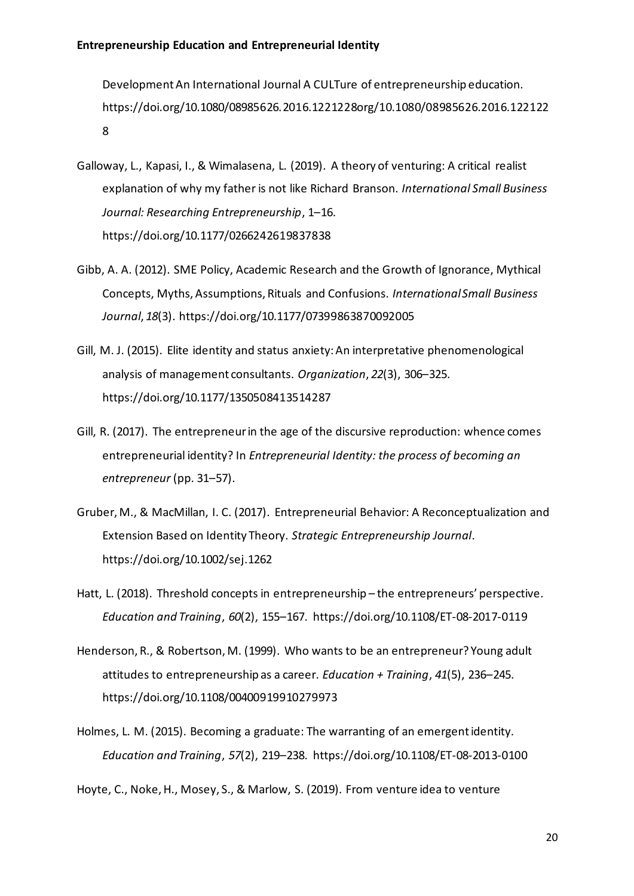Development An International Journal A CULTure of entrepreneurship education. https://doi.org/10.1080/08985626.2016.1221228org/10.1080/08985626.2016.1221228

Galloway, L., Kapasi, I., & Wimalasena, L. (2019). A theory of venturing: A critical realist explanation of why my father is not like Richard Branson. *International Small Business Journal: Researching Entrepreneurship*, 1–16. https://doi.org/10.1177/0266242619837838

Gibb, A. A. (2012). SME Policy, Academic Research and the Growth of Ignorance, Mythical Concepts, Myths, Assumptions, Rituals and Confusions. *International Small Business Journal*, *18*(3). https://doi.org/10.1177/07399863870092005

Gill, M. J. (2015). Elite identity and status anxiety: An interpretative phenomenological analysis of management consultants. *Organization*, *22*(3), 306–325. https://doi.org/10.1177/1350508413514287

Gill, R. (2017). The entrepreneur in the age of the discursive reproduction: whence comes entrepreneurial identity? In *Entrepreneurial Identity: the process of becoming an entrepreneur* (pp. 31–57).

Gruber, M., & MacMillan, I. C. (2017). Entrepreneurial Behavior: A Reconceptualization and Extension Based on Identity Theory. *Strategic Entrepreneurship Journal*. https://doi.org/10.1002/sej.1262

Hatt, L. (2018). Threshold concepts in entrepreneurship – the entrepreneurs' perspective. *Education and Training*, *60*(2), 155–167. https://doi.org/10.1108/ET-08-2017-0119

Henderson, R., & Robertson, M. (1999). Who wants to be an entrepreneur? Young adult attitudes to entrepreneurship as a career. *Education + Training*, *41*(5), 236–245. https://doi.org/10.1108/00400919910279973

Holmes, L. M. (2015). Becoming a graduate: The warranting of an emergent identity. *Education and Training*, *57*(2), 219–238. https://doi.org/10.1108/ET-08-2013-0100

Hoyte, C., Noke, H., Mosey, S., & Marlow, S. (2019). From venture idea to venture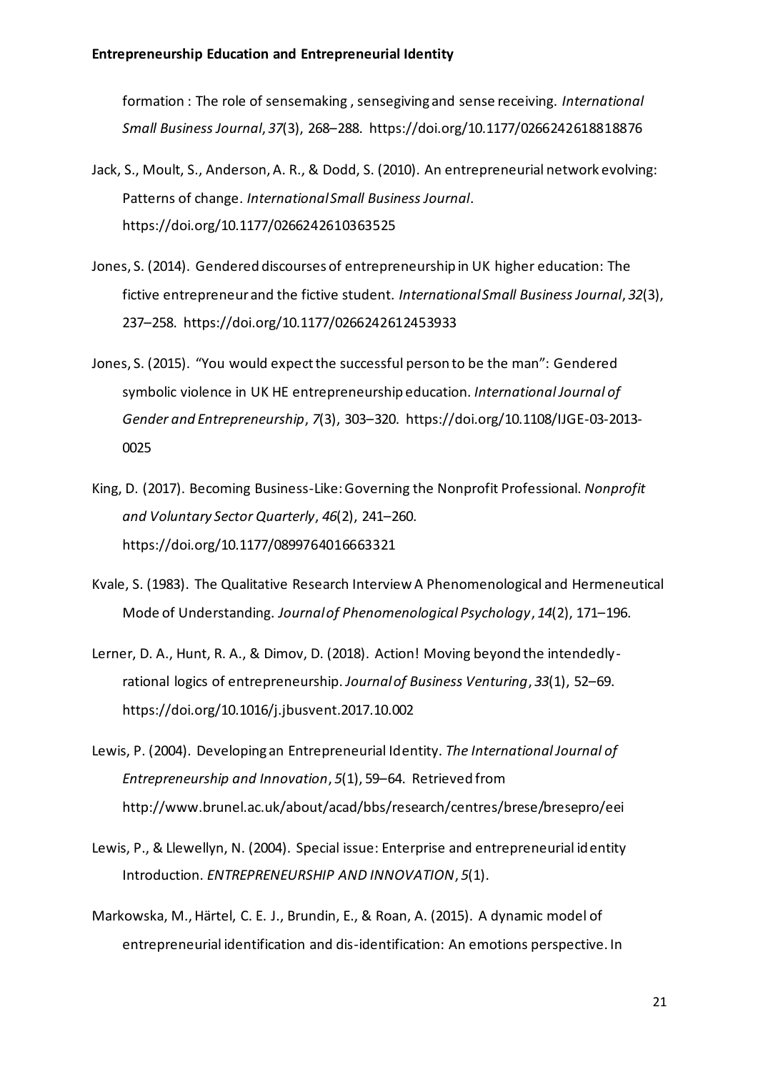formation : The role of sensemaking , sensegiving and sense receiving. *International Small Business Journal*, *37*(3), 268–288. https://doi.org/10.1177/0266242618818876

Jack, S., Moult, S., Anderson, A. R., & Dodd, S. (2010). An entrepreneurial network evolving: Patterns of change. *International Small Business Journal*. https://doi.org/10.1177/0266242610363525

Jones, S. (2014). Gendered discourses of entrepreneurship in UK higher education: The fictive entrepreneur and the fictive student. *International Small Business Journal*, *32*(3), 237–258. https://doi.org/10.1177/0266242612453933

Jones, S. (2015). "You would expect the successful person to be the man": Gendered symbolic violence in UK HE entrepreneurship education. *International Journal of Gender and Entrepreneurship*, *7*(3), 303–320. https://doi.org/10.1108/IJGE-03-2013-0025

King, D. (2017). Becoming Business-Like: Governing the Nonprofit Professional. *Nonprofit and Voluntary Sector Quarterly*, *46*(2), 241–260. https://doi.org/10.1177/0899764016663321

Kvale, S. (1983). The Qualitative Research Interview A Phenomenological and Hermeneutical Mode of Understanding. *Journal of Phenomenological Psychology*, *14*(2), 171–196.

Lerner, D. A., Hunt, R. A., & Dimov, D. (2018). Action! Moving beyond the intendedly-rational logics of entrepreneurship. *Journal of Business Venturing*, *33*(1), 52–69. https://doi.org/10.1016/j.jbusvent.2017.10.002

Lewis, P. (2004). Developing an Entrepreneurial Identity. *The International Journal of Entrepreneurship and Innovation*, *5*(1), 59–64. Retrieved from http://www.brunel.ac.uk/about/acad/bbs/research/centres/brese/bresepro/eei

Lewis, P., & Llewellyn, N. (2004). Special issue: Enterprise and entrepreneurial identity Introduction. *ENTREPRENEURSHIP AND INNOVATION*, *5*(1).

Markowska, M., Härtel, C. E. J., Brundin, E., & Roan, A. (2015). A dynamic model of entrepreneurial identification and dis-identification: An emotions perspective. In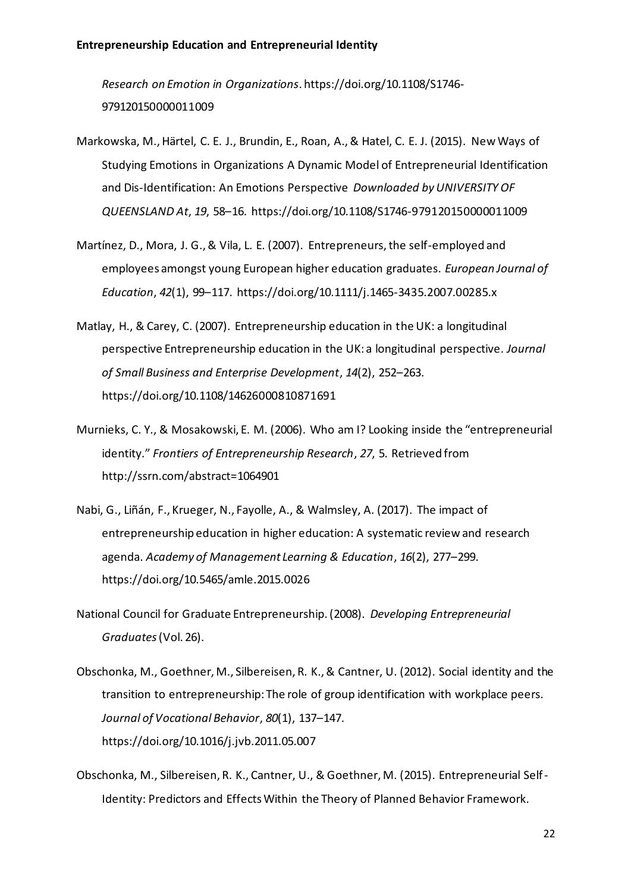*Research on Emotion in Organizations*. https://doi.org/10.1108/S1746-979120150000011009

Markowska, M., Härtel, C. E. J., Brundin, E., Roan, A., & Hatel, C. E. J. (2015). New Ways of Studying Emotions in Organizations A Dynamic Model of Entrepreneurial Identification and Dis-Identification: An Emotions Perspective *Downloaded by UNIVERSITY OF QUEENSLAND At*, *19*, 58–16. https://doi.org/10.1108/S1746-979120150000011009

Martínez, D., Mora, J. G., & Vila, L. E. (2007). Entrepreneurs, the self-employed and employees amongst young European higher education graduates. *European Journal of Education*, *42*(1), 99–117. https://doi.org/10.1111/j.1465-3435.2007.00285.x

Matlay, H., & Carey, C. (2007). Entrepreneurship education in the UK: a longitudinal perspective Entrepreneurship education in the UK: a longitudinal perspective. *Journal of Small Business and Enterprise Development*, *14*(2), 252–263. https://doi.org/10.1108/14626000810871691

Murnieks, C. Y., & Mosakowski, E. M. (2006). Who am I? Looking inside the "entrepreneurial identity." *Frontiers of Entrepreneurship Research*, *27*, 5. Retrieved from http://ssrn.com/abstract=1064901

Nabi, G., Liñán, F., Krueger, N., Fayolle, A., & Walmsley, A. (2017). The impact of entrepreneurship education in higher education: A systematic review and research agenda. *Academy of Management Learning & Education*, *16*(2), 277–299. https://doi.org/10.5465/amle.2015.0026

National Council for Graduate Entrepreneurship. (2008). *Developing Entrepreneurial Graduates* (Vol. 26).

Obschonka, M., Goethner, M., Silbereisen, R. K., & Cantner, U. (2012). Social identity and the transition to entrepreneurship: The role of group identification with workplace peers. *Journal of Vocational Behavior*, *80*(1), 137–147. https://doi.org/10.1016/j.jvb.2011.05.007

Obschonka, M., Silbereisen, R. K., Cantner, U., & Goethner, M. (2015). Entrepreneurial Self-Identity: Predictors and Effects Within the Theory of Planned Behavior Framework.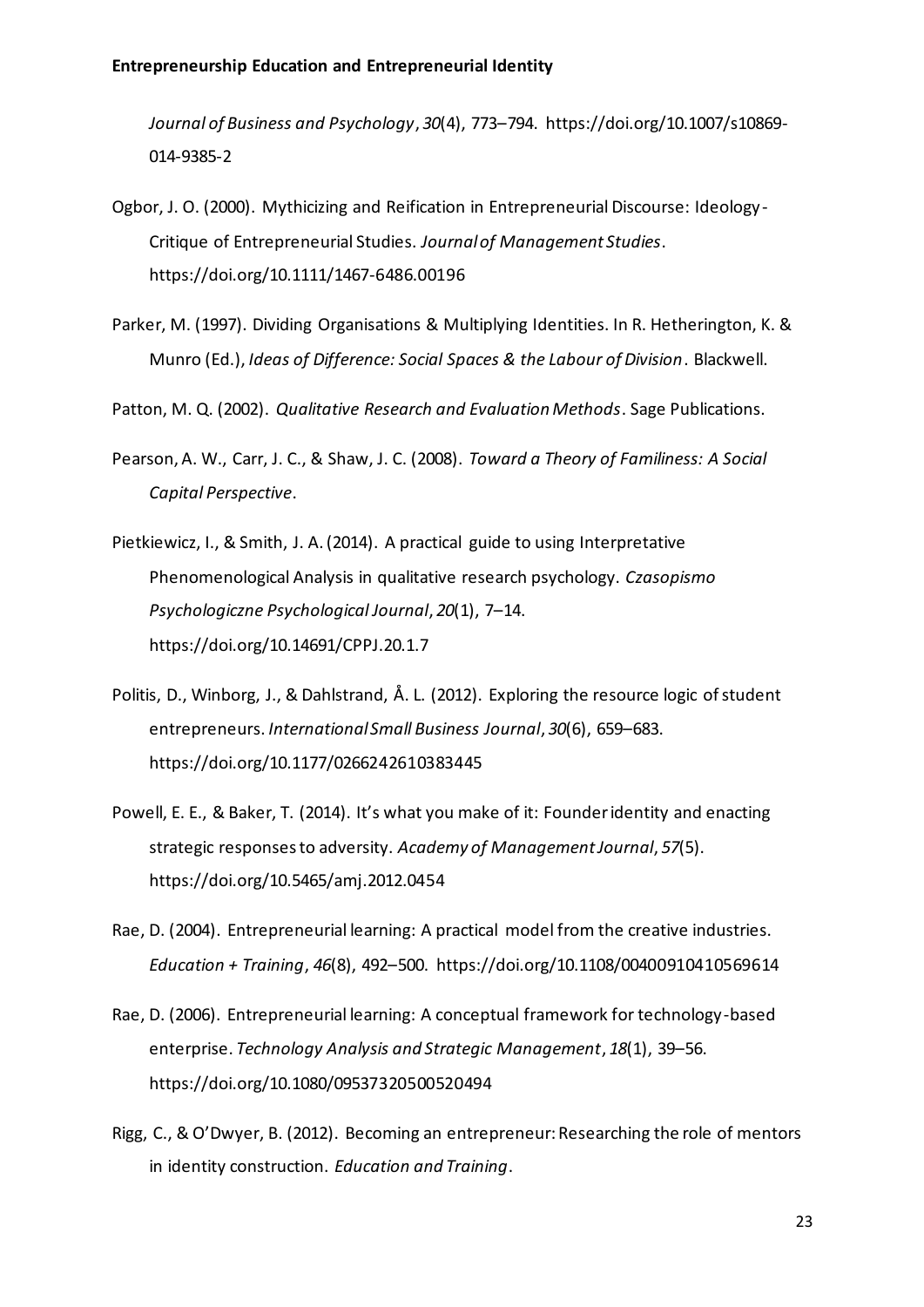*Journal of Business and Psychology*, *30*(4), 773–794. https://doi.org/10.1007/s10869-014-9385-2

Ogbor, J. O. (2000). Mythicizing and Reification in Entrepreneurial Discourse: Ideology-Critique of Entrepreneurial Studies. *Journal of Management Studies*. https://doi.org/10.1111/1467-6486.00196

Parker, M. (1997). Dividing Organisations & Multiplying Identities. In R. Hetherington, K. & Munro (Ed.), *Ideas of Difference: Social Spaces & the Labour of Division*. Blackwell.

Patton, M. Q. (2002). *Qualitative Research and Evaluation Methods*. Sage Publications.

Pearson, A. W., Carr, J. C., & Shaw, J. C. (2008). *Toward a Theory of Familiness: A Social Capital Perspective*.

Pietkiewicz, I., & Smith, J. A. (2014). A practical guide to using Interpretative Phenomenological Analysis in qualitative research psychology. *Czasopismo Psychologiczne Psychological Journal*, *20*(1), 7–14. https://doi.org/10.14691/CPPJ.20.1.7

Politis, D., Winborg, J., & Dahlstrand, Å. L. (2012). Exploring the resource logic of student entrepreneurs. *International Small Business Journal*, *30*(6), 659–683. https://doi.org/10.1177/0266242610383445

Powell, E. E., & Baker, T. (2014). It's what you make of it: Founder identity and enacting strategic responses to adversity. *Academy of Management Journal*, *57*(5). https://doi.org/10.5465/amj.2012.0454

Rae, D. (2004). Entrepreneurial learning: A practical model from the creative industries. *Education + Training*, *46*(8), 492–500. https://doi.org/10.1108/00400910410569614

Rae, D. (2006). Entrepreneurial learning: A conceptual framework for technology-based enterprise. *Technology Analysis and Strategic Management*, *18*(1), 39–56. https://doi.org/10.1080/09537320500520494

Rigg, C., & O'Dwyer, B. (2012). Becoming an entrepreneur: Researching the role of mentors in identity construction. *Education and Training*.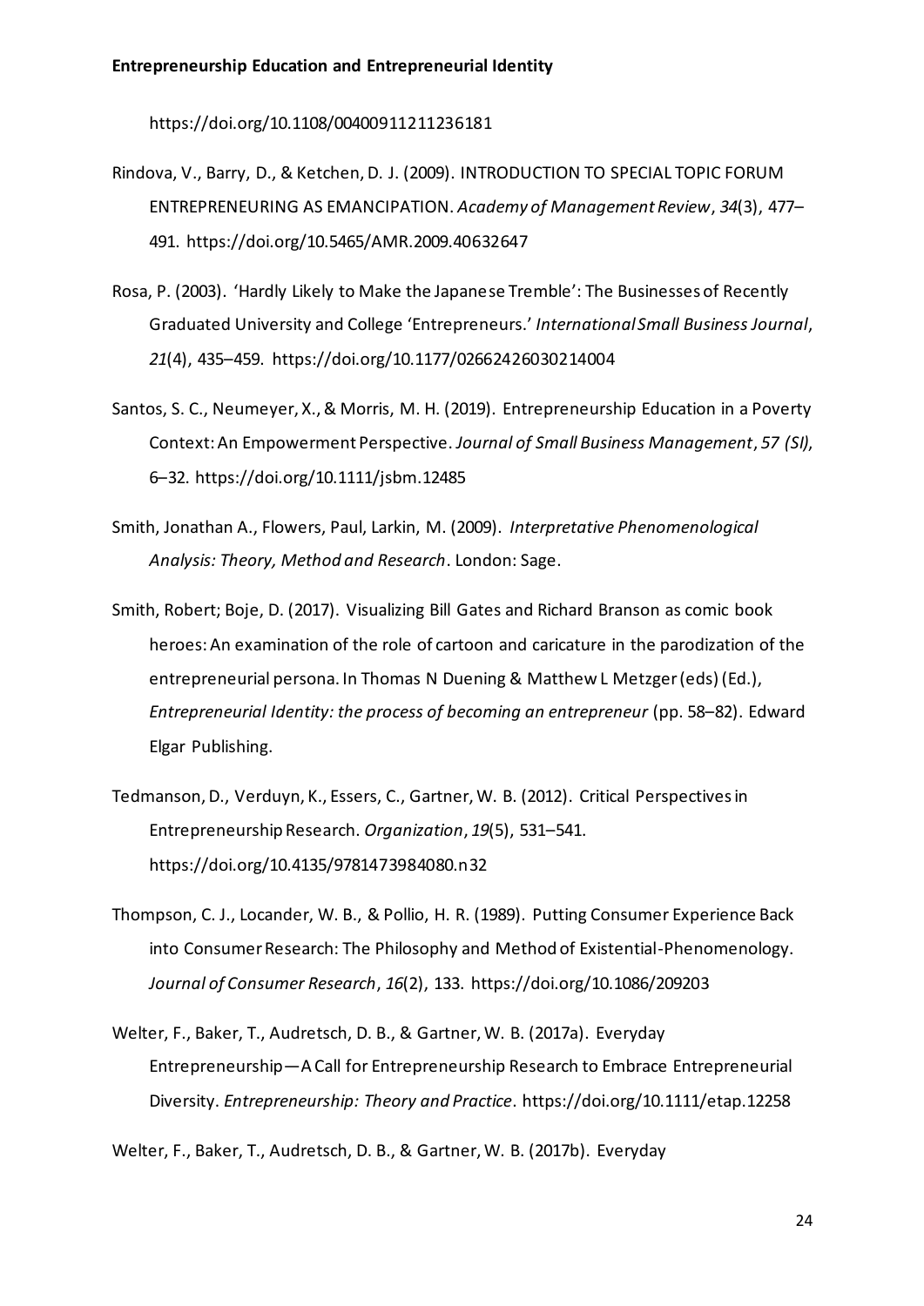https://doi.org/10.1108/00400911211236181

Rindova, V., Barry, D., & Ketchen, D. J. (2009). INTRODUCTION TO SPECIAL TOPIC FORUM ENTREPRENEURING AS EMANCIPATION. *Academy of Management Review*, *34*(3), 477–491. https://doi.org/10.5465/AMR.2009.40632647

Rosa, P. (2003). 'Hardly Likely to Make the Japanese Tremble': The Businesses of Recently Graduated University and College 'Entrepreneurs.' *International Small Business Journal*, *21*(4), 435–459. https://doi.org/10.1177/02662426030214004

Santos, S. C., Neumeyer, X., & Morris, M. H. (2019). Entrepreneurship Education in a Poverty Context: An Empowerment Perspective. *Journal of Small Business Management*, *57 (SI)*, 6–32. https://doi.org/10.1111/jsbm.12485

Smith, Jonathan A., Flowers, Paul, Larkin, M. (2009). *Interpretative Phenomenological Analysis: Theory, Method and Research*. London: Sage.

Smith, Robert; Boje, D. (2017). Visualizing Bill Gates and Richard Branson as comic book heroes: An examination of the role of cartoon and caricature in the parodization of the entrepreneurial persona. In Thomas N Duening & Matthew L Metzger (eds) (Ed.), *Entrepreneurial Identity: the process of becoming an entrepreneur* (pp. 58–82). Edward Elgar Publishing.

Tedmanson, D., Verduyn, K., Essers, C., Gartner, W. B. (2012). Critical Perspectives in Entrepreneurship Research. *Organization*, *19*(5), 531–541. https://doi.org/10.4135/9781473984080.n32

Thompson, C. J., Locander, W. B., & Pollio, H. R. (1989). Putting Consumer Experience Back into Consumer Research: The Philosophy and Method of Existential-Phenomenology. *Journal of Consumer Research*, *16*(2), 133. https://doi.org/10.1086/209203

Welter, F., Baker, T., Audretsch, D. B., & Gartner, W. B. (2017a). Everyday Entrepreneurship—A Call for Entrepreneurship Research to Embrace Entrepreneurial Diversity. *Entrepreneurship: Theory and Practice*. https://doi.org/10.1111/etap.12258

Welter, F., Baker, T., Audretsch, D. B., & Gartner, W. B. (2017b). Everyday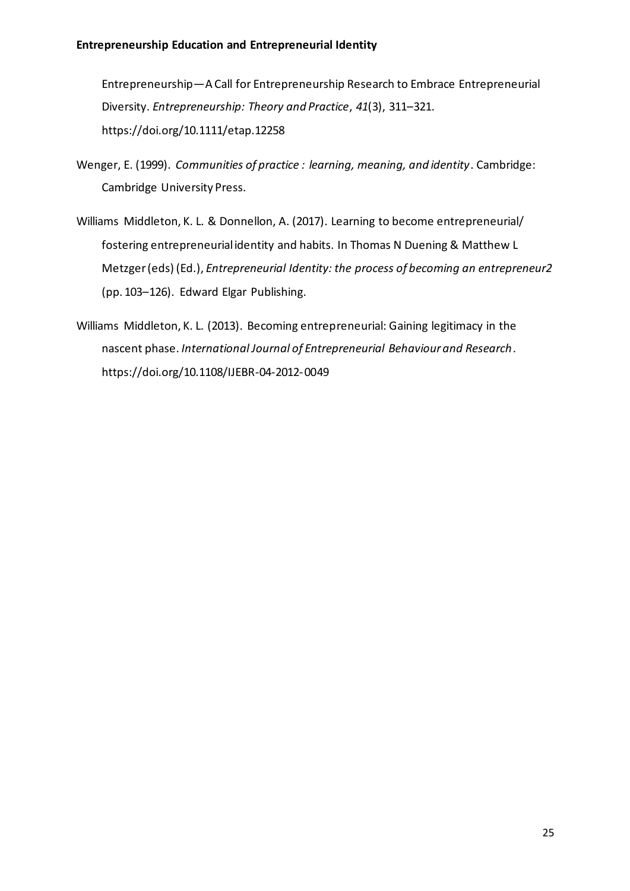Entrepreneurship—A Call for Entrepreneurship Research to Embrace Entrepreneurial Diversity. *Entrepreneurship: Theory and Practice*, *41*(3), 311–321. https://doi.org/10.1111/etap.12258

Wenger, E. (1999). *Communities of practice : learning, meaning, and identity*. Cambridge: Cambridge University Press.

Williams Middleton, K. L. & Donnellon, A. (2017). Learning to become entrepreneurial/ fostering entrepreneurial identity and habits. In Thomas N Duening & Matthew L Metzger (eds) (Ed.), *Entrepreneurial Identity: the process of becoming an entrepreneur2* (pp. 103–126). Edward Elgar Publishing.

Williams Middleton, K. L. (2013). Becoming entrepreneurial: Gaining legitimacy in the nascent phase. *International Journal of Entrepreneurial Behaviour and Research*. https://doi.org/10.1108/IJEBR-04-2012-0049